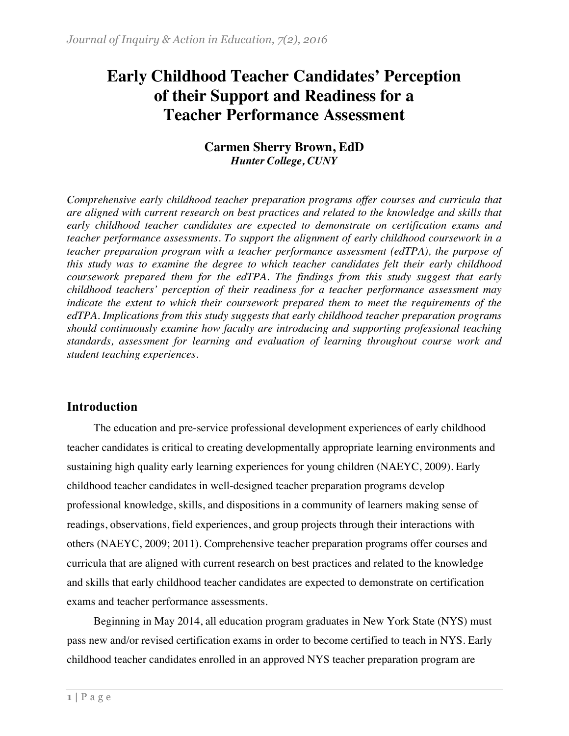# Early Childhood Teacher Candidates' Perception of their Support and Readiness for a Teacher Performance Assessment

**Carmen Sherry Brown, EdD**
***Hunter College, CUNY***

*Comprehensive early childhood teacher preparation programs offer courses and curricula that are aligned with current research on best practices and related to the knowledge and skills that early childhood teacher candidates are expected to demonstrate on certification exams and teacher performance assessments. To support the alignment of early childhood coursework in a teacher preparation program with a teacher performance assessment (edTPA), the purpose of this study was to examine the degree to which teacher candidates felt their early childhood coursework prepared them for the edTPA. The findings from this study suggest that early childhood teachers' perception of their readiness for a teacher performance assessment may indicate the extent to which their coursework prepared them to meet the requirements of the edTPA. Implications from this study suggests that early childhood teacher preparation programs should continuously examine how faculty are introducing and supporting professional teaching standards, assessment for learning and evaluation of learning throughout course work and student teaching experiences.*

## Introduction

The education and pre-service professional development experiences of early childhood teacher candidates is critical to creating developmentally appropriate learning environments and sustaining high quality early learning experiences for young children (NAEYC, 2009). Early childhood teacher candidates in well-designed teacher preparation programs develop professional knowledge, skills, and dispositions in a community of learners making sense of readings, observations, field experiences, and group projects through their interactions with others (NAEYC, 2009; 2011). Comprehensive teacher preparation programs offer courses and curricula that are aligned with current research on best practices and related to the knowledge and skills that early childhood teacher candidates are expected to demonstrate on certification exams and teacher performance assessments.

Beginning in May 2014, all education program graduates in New York State (NYS) must pass new and/or revised certification exams in order to become certified to teach in NYS. Early childhood teacher candidates enrolled in an approved NYS teacher preparation program are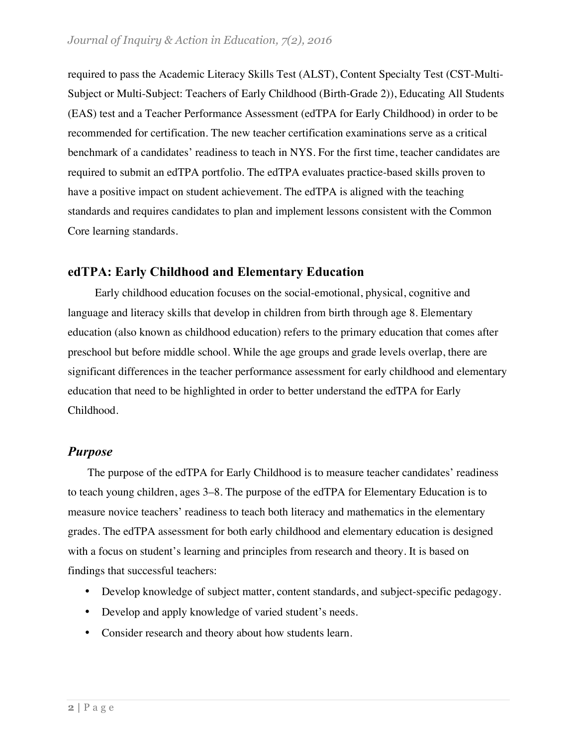required to pass the Academic Literacy Skills Test (ALST), Content Specialty Test (CST-Multi-Subject or Multi-Subject: Teachers of Early Childhood (Birth-Grade 2)), Educating All Students (EAS) test and a Teacher Performance Assessment (edTPA for Early Childhood) in order to be recommended for certification. The new teacher certification examinations serve as a critical benchmark of a candidates' readiness to teach in NYS. For the first time, teacher candidates are required to submit an edTPA portfolio. The edTPA evaluates practice-based skills proven to have a positive impact on student achievement. The edTPA is aligned with the teaching standards and requires candidates to plan and implement lessons consistent with the Common Core learning standards.

## edTPA: Early Childhood and Elementary Education

Early childhood education focuses on the social-emotional, physical, cognitive and language and literacy skills that develop in children from birth through age 8. Elementary education (also known as childhood education) refers to the primary education that comes after preschool but before middle school. While the age groups and grade levels overlap, there are significant differences in the teacher performance assessment for early childhood and elementary education that need to be highlighted in order to better understand the edTPA for Early Childhood.

### *Purpose*

The purpose of the edTPA for Early Childhood is to measure teacher candidates' readiness to teach young children, ages 3–8. The purpose of the edTPA for Elementary Education is to measure novice teachers' readiness to teach both literacy and mathematics in the elementary grades. The edTPA assessment for both early childhood and elementary education is designed with a focus on student's learning and principles from research and theory. It is based on findings that successful teachers:

- Develop knowledge of subject matter, content standards, and subject-specific pedagogy.
- Develop and apply knowledge of varied student's needs.
- Consider research and theory about how students learn.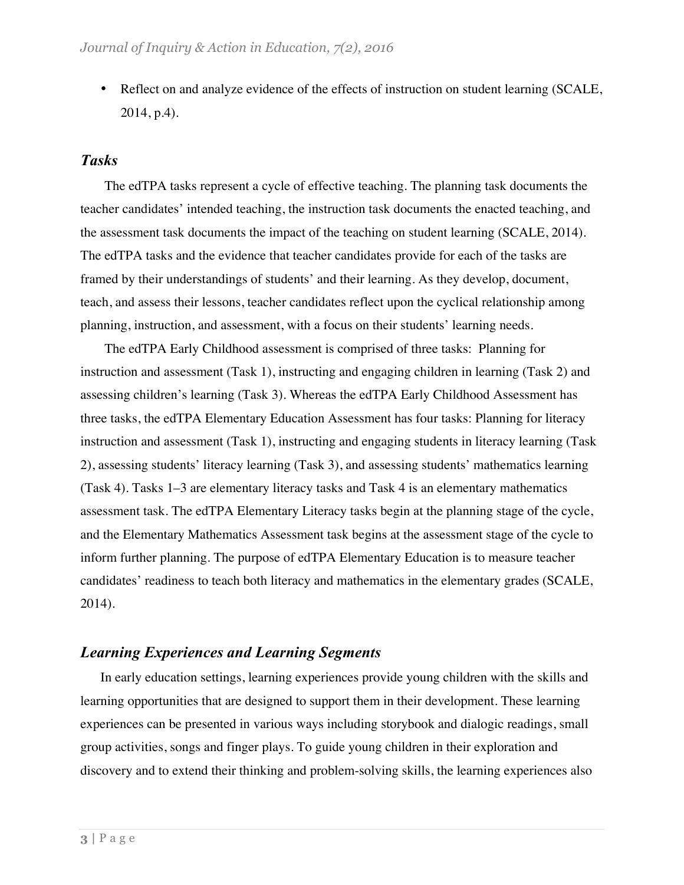- Reflect on and analyze evidence of the effects of instruction on student learning (SCALE, 2014, p.4).

### *Tasks*

The edTPA tasks represent a cycle of effective teaching. The planning task documents the teacher candidates' intended teaching, the instruction task documents the enacted teaching, and the assessment task documents the impact of the teaching on student learning (SCALE, 2014). The edTPA tasks and the evidence that teacher candidates provide for each of the tasks are framed by their understandings of students' and their learning. As they develop, document, teach, and assess their lessons, teacher candidates reflect upon the cyclical relationship among planning, instruction, and assessment, with a focus on their students' learning needs.

The edTPA Early Childhood assessment is comprised of three tasks: Planning for instruction and assessment (Task 1), instructing and engaging children in learning (Task 2) and assessing children's learning (Task 3). Whereas the edTPA Early Childhood Assessment has three tasks, the edTPA Elementary Education Assessment has four tasks: Planning for literacy instruction and assessment (Task 1), instructing and engaging students in literacy learning (Task 2), assessing students' literacy learning (Task 3), and assessing students' mathematics learning (Task 4). Tasks 1–3 are elementary literacy tasks and Task 4 is an elementary mathematics assessment task. The edTPA Elementary Literacy tasks begin at the planning stage of the cycle, and the Elementary Mathematics Assessment task begins at the assessment stage of the cycle to inform further planning. The purpose of edTPA Elementary Education is to measure teacher candidates' readiness to teach both literacy and mathematics in the elementary grades (SCALE, 2014).

### *Learning Experiences and Learning Segments*

In early education settings, learning experiences provide young children with the skills and learning opportunities that are designed to support them in their development. These learning experiences can be presented in various ways including storybook and dialogic readings, small group activities, songs and finger plays. To guide young children in their exploration and discovery and to extend their thinking and problem-solving skills, the learning experiences also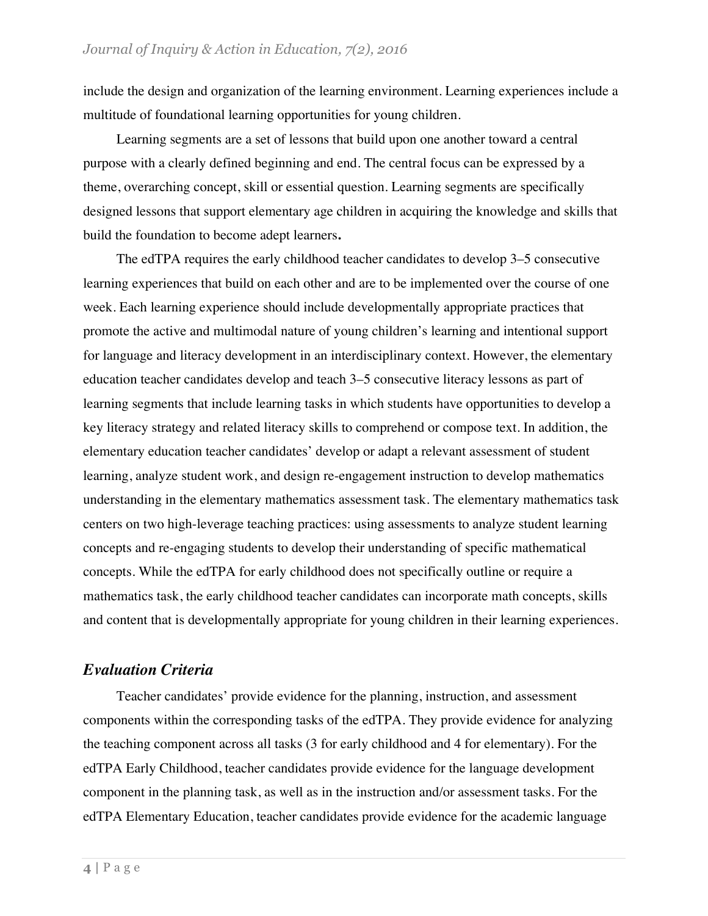include the design and organization of the learning environment. Learning experiences include a multitude of foundational learning opportunities for young children.

Learning segments are a set of lessons that build upon one another toward a central purpose with a clearly defined beginning and end. The central focus can be expressed by a theme, overarching concept, skill or essential question. Learning segments are specifically designed lessons that support elementary age children in acquiring the knowledge and skills that build the foundation to become adept learners**.**

The edTPA requires the early childhood teacher candidates to develop 3–5 consecutive learning experiences that build on each other and are to be implemented over the course of one week. Each learning experience should include developmentally appropriate practices that promote the active and multimodal nature of young children's learning and intentional support for language and literacy development in an interdisciplinary context. However, the elementary education teacher candidates develop and teach 3–5 consecutive literacy lessons as part of learning segments that include learning tasks in which students have opportunities to develop a key literacy strategy and related literacy skills to comprehend or compose text. In addition, the elementary education teacher candidates' develop or adapt a relevant assessment of student learning, analyze student work, and design re-engagement instruction to develop mathematics understanding in the elementary mathematics assessment task. The elementary mathematics task centers on two high-leverage teaching practices: using assessments to analyze student learning concepts and re-engaging students to develop their understanding of specific mathematical concepts. While the edTPA for early childhood does not specifically outline or require a mathematics task, the early childhood teacher candidates can incorporate math concepts, skills and content that is developmentally appropriate for young children in their learning experiences.

## *Evaluation Criteria*

Teacher candidates' provide evidence for the planning, instruction, and assessment components within the corresponding tasks of the edTPA. They provide evidence for analyzing the teaching component across all tasks (3 for early childhood and 4 for elementary). For the edTPA Early Childhood, teacher candidates provide evidence for the language development component in the planning task, as well as in the instruction and/or assessment tasks. For the edTPA Elementary Education, teacher candidates provide evidence for the academic language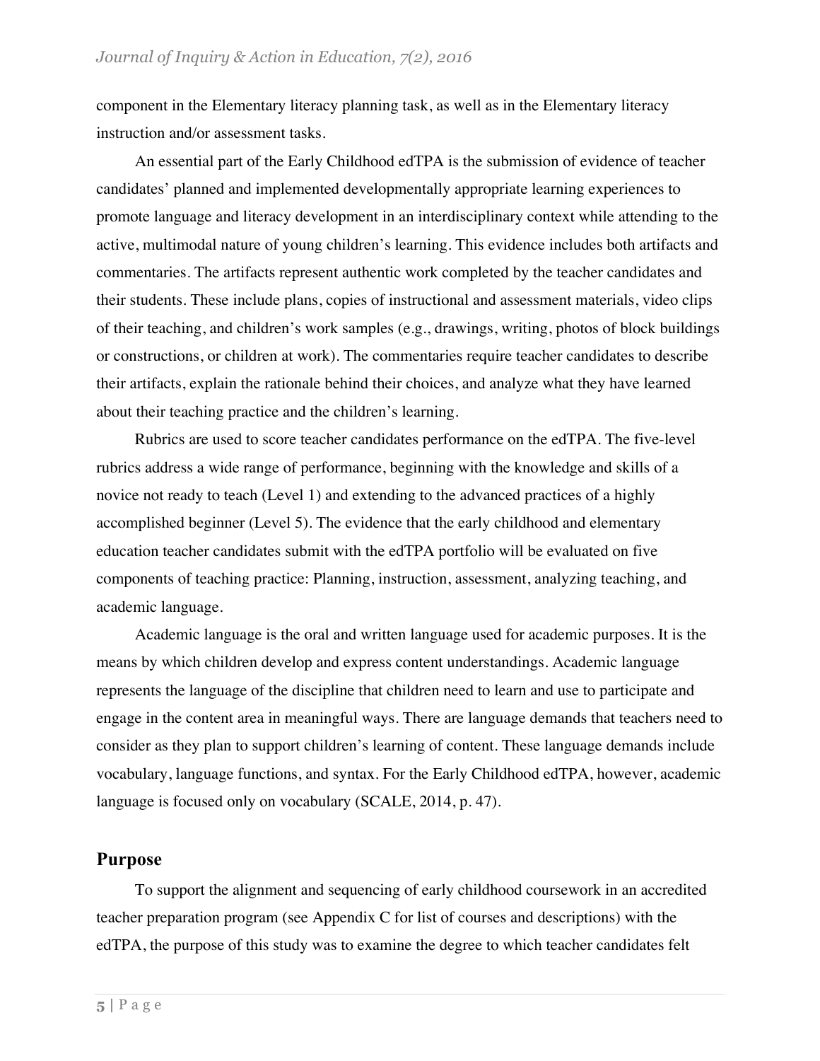component in the Elementary literacy planning task, as well as in the Elementary literacy instruction and/or assessment tasks.

An essential part of the Early Childhood edTPA is the submission of evidence of teacher candidates' planned and implemented developmentally appropriate learning experiences to promote language and literacy development in an interdisciplinary context while attending to the active, multimodal nature of young children's learning. This evidence includes both artifacts and commentaries. The artifacts represent authentic work completed by the teacher candidates and their students. These include plans, copies of instructional and assessment materials, video clips of their teaching, and children's work samples (e.g., drawings, writing, photos of block buildings or constructions, or children at work). The commentaries require teacher candidates to describe their artifacts, explain the rationale behind their choices, and analyze what they have learned about their teaching practice and the children's learning.

Rubrics are used to score teacher candidates performance on the edTPA. The five-level rubrics address a wide range of performance, beginning with the knowledge and skills of a novice not ready to teach (Level 1) and extending to the advanced practices of a highly accomplished beginner (Level 5). The evidence that the early childhood and elementary education teacher candidates submit with the edTPA portfolio will be evaluated on five components of teaching practice: Planning, instruction, assessment, analyzing teaching, and academic language.

Academic language is the oral and written language used for academic purposes. It is the means by which children develop and express content understandings. Academic language represents the language of the discipline that children need to learn and use to participate and engage in the content area in meaningful ways. There are language demands that teachers need to consider as they plan to support children's learning of content. These language demands include vocabulary, language functions, and syntax. For the Early Childhood edTPA, however, academic language is focused only on vocabulary (SCALE, 2014, p. 47).

## Purpose

To support the alignment and sequencing of early childhood coursework in an accredited teacher preparation program (see Appendix C for list of courses and descriptions) with the edTPA, the purpose of this study was to examine the degree to which teacher candidates felt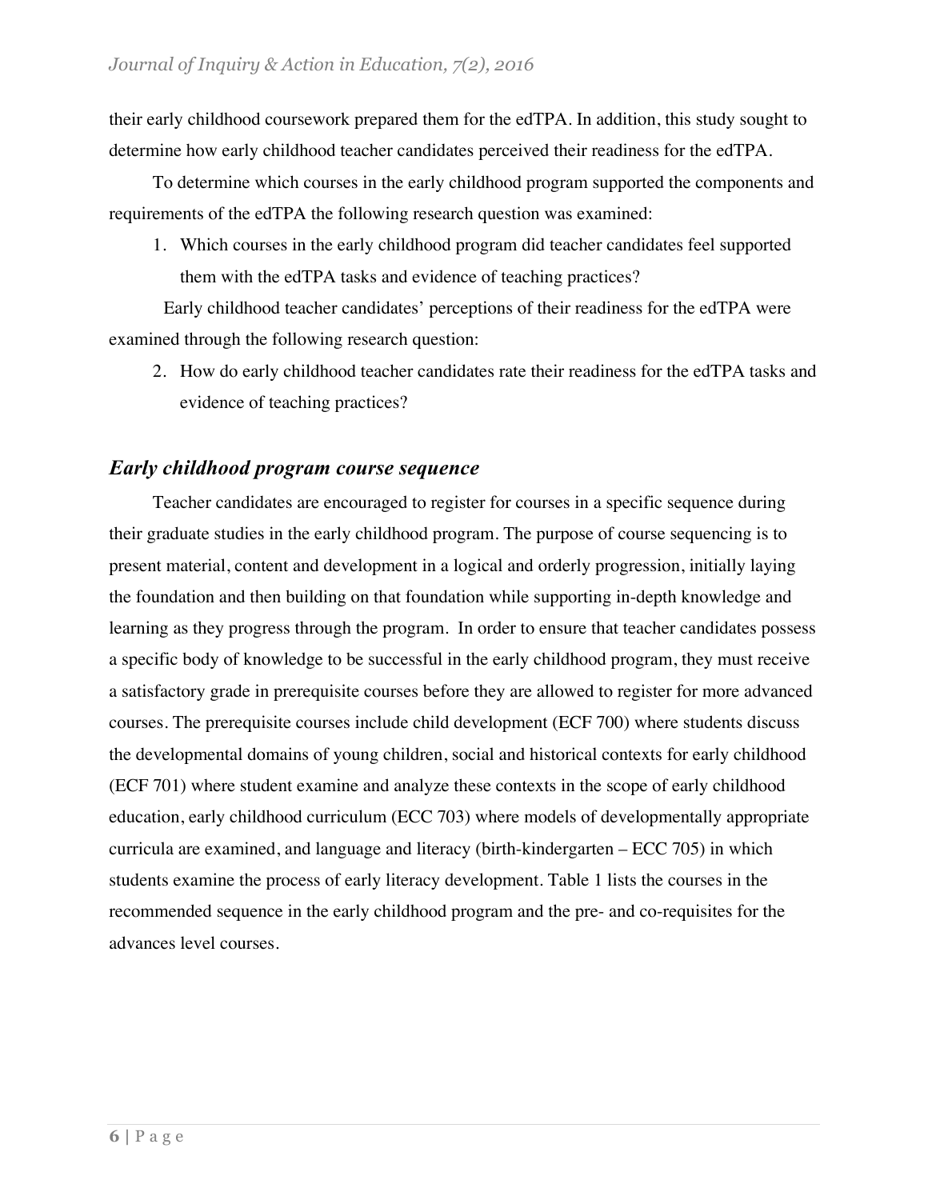their early childhood coursework prepared them for the edTPA. In addition, this study sought to determine how early childhood teacher candidates perceived their readiness for the edTPA.

To determine which courses in the early childhood program supported the components and requirements of the edTPA the following research question was examined:

1. Which courses in the early childhood program did teacher candidates feel supported them with the edTPA tasks and evidence of teaching practices?

Early childhood teacher candidates' perceptions of their readiness for the edTPA were examined through the following research question:

2. How do early childhood teacher candidates rate their readiness for the edTPA tasks and evidence of teaching practices?

## *Early childhood program course sequence*

Teacher candidates are encouraged to register for courses in a specific sequence during their graduate studies in the early childhood program. The purpose of course sequencing is to present material, content and development in a logical and orderly progression, initially laying the foundation and then building on that foundation while supporting in-depth knowledge and learning as they progress through the program. In order to ensure that teacher candidates possess a specific body of knowledge to be successful in the early childhood program, they must receive a satisfactory grade in prerequisite courses before they are allowed to register for more advanced courses. The prerequisite courses include child development (ECF 700) where students discuss the developmental domains of young children, social and historical contexts for early childhood (ECF 701) where student examine and analyze these contexts in the scope of early childhood education, early childhood curriculum (ECC 703) where models of developmentally appropriate curricula are examined, and language and literacy (birth-kindergarten – ECC 705) in which students examine the process of early literacy development. Table 1 lists the courses in the recommended sequence in the early childhood program and the pre- and co-requisites for the advances level courses.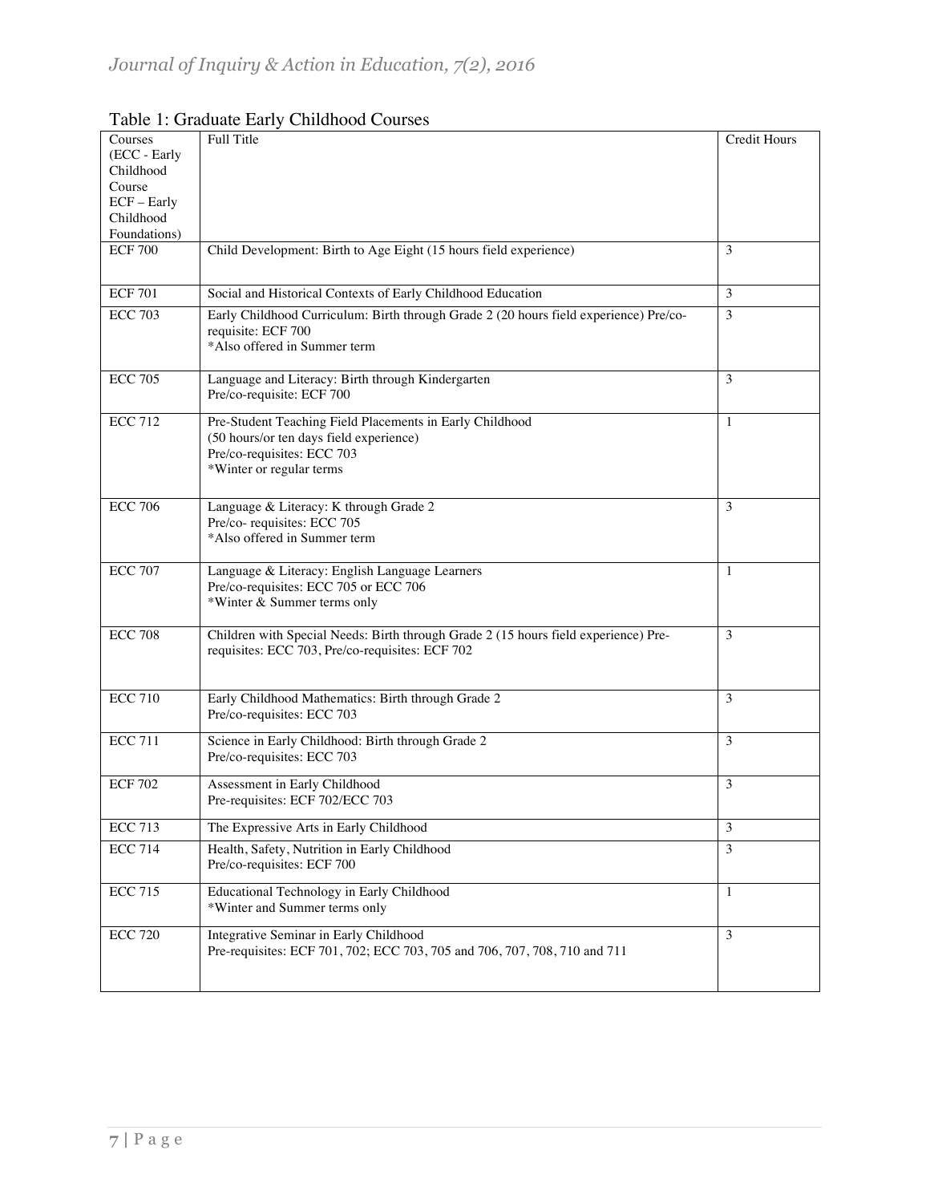Table 1: Graduate Early Childhood Courses

| Courses (ECC - Early Childhood Course ECF – Early Childhood Foundations) | Full Title | Credit Hours |
|---|---|---|
| ECF 700 | Child Development: Birth to Age Eight (15 hours field experience) | 3 |
| ECF 701 | Social and Historical Contexts of Early Childhood Education | 3 |
| ECC 703 | Early Childhood Curriculum: Birth through Grade 2 (20 hours field experience) Pre/co-requisite: ECF 700<br>*Also offered in Summer term | 3 |
| ECC 705 | Language and Literacy: Birth through Kindergarten<br>Pre/co-requisite: ECF 700 | 3 |
| ECC 712 | Pre-Student Teaching Field Placements in Early Childhood<br>(50 hours/or ten days field experience)<br>Pre/co-requisites: ECC 703<br>*Winter or regular terms | 1 |
| ECC 706 | Language & Literacy: K through Grade 2<br>Pre/co- requisites: ECC 705<br>*Also offered in Summer term | 3 |
| ECC 707 | Language & Literacy: English Language Learners<br>Pre/co-requisites: ECC 705 or ECC 706<br>*Winter & Summer terms only | 1 |
| ECC 708 | Children with Special Needs: Birth through Grade 2 (15 hours field experience) Pre-requisites: ECC 703, Pre/co-requisites: ECF 702 | 3 |
| ECC 710 | Early Childhood Mathematics: Birth through Grade 2<br>Pre/co-requisites: ECC 703 | 3 |
| ECC 711 | Science in Early Childhood: Birth through Grade 2<br>Pre/co-requisites: ECC 703 | 3 |
| ECF 702 | Assessment in Early Childhood<br>Pre-requisites: ECF 702/ECC 703 | 3 |
| ECC 713 | The Expressive Arts in Early Childhood | 3 |
| ECC 714 | Health, Safety, Nutrition in Early Childhood<br>Pre/co-requisites: ECF 700 | 3 |
| ECC 715 | Educational Technology in Early Childhood<br>*Winter and Summer terms only | 1 |
| ECC 720 | Integrative Seminar in Early Childhood<br>Pre-requisites: ECF 701, 702; ECC 703, 705 and 706, 707, 708, 710 and 711 | 3 |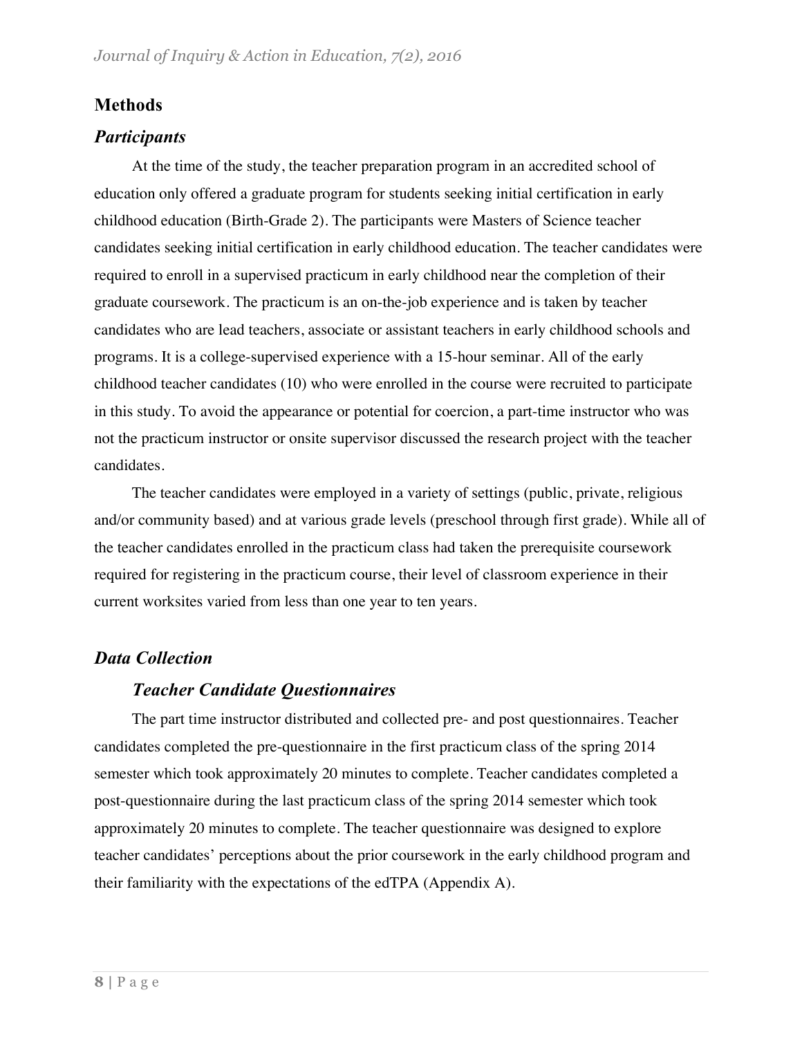## Methods

### *Participants*

At the time of the study, the teacher preparation program in an accredited school of education only offered a graduate program for students seeking initial certification in early childhood education (Birth-Grade 2). The participants were Masters of Science teacher candidates seeking initial certification in early childhood education. The teacher candidates were required to enroll in a supervised practicum in early childhood near the completion of their graduate coursework. The practicum is an on-the-job experience and is taken by teacher candidates who are lead teachers, associate or assistant teachers in early childhood schools and programs. It is a college-supervised experience with a 15-hour seminar. All of the early childhood teacher candidates (10) who were enrolled in the course were recruited to participate in this study. To avoid the appearance or potential for coercion, a part-time instructor who was not the practicum instructor or onsite supervisor discussed the research project with the teacher candidates.

The teacher candidates were employed in a variety of settings (public, private, religious and/or community based) and at various grade levels (preschool through first grade). While all of the teacher candidates enrolled in the practicum class had taken the prerequisite coursework required for registering in the practicum course, their level of classroom experience in their current worksites varied from less than one year to ten years.

### *Data Collection*

#### *Teacher Candidate Questionnaires*

The part time instructor distributed and collected pre- and post questionnaires. Teacher candidates completed the pre-questionnaire in the first practicum class of the spring 2014 semester which took approximately 20 minutes to complete. Teacher candidates completed a post-questionnaire during the last practicum class of the spring 2014 semester which took approximately 20 minutes to complete. The teacher questionnaire was designed to explore teacher candidates' perceptions about the prior coursework in the early childhood program and their familiarity with the expectations of the edTPA (Appendix A).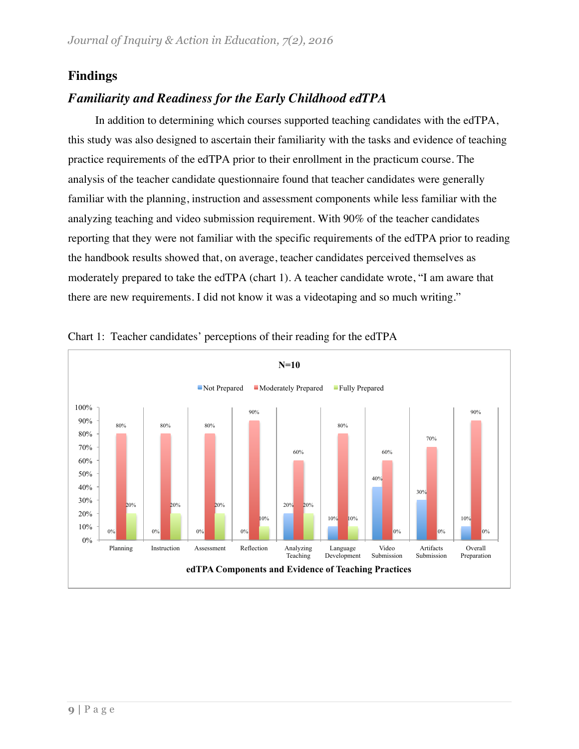## Findings

### *Familiarity and Readiness for the Early Childhood edTPA*

In addition to determining which courses supported teaching candidates with the edTPA, this study was also designed to ascertain their familiarity with the tasks and evidence of teaching practice requirements of the edTPA prior to their enrollment in the practicum course. The analysis of the teacher candidate questionnaire found that teacher candidates were generally familiar with the planning, instruction and assessment components while less familiar with the analyzing teaching and video submission requirement. With 90% of the teacher candidates reporting that they were not familiar with the specific requirements of the edTPA prior to reading the handbook results showed that, on average, teacher candidates perceived themselves as moderately prepared to take the edTPA (chart 1). A teacher candidate wrote, "I am aware that there are new requirements. I did not know it was a videotaping and so much writing."

Chart 1: Teacher candidates' perceptions of their reading for the edTPA

N=10

| edTPA Components and Evidence of Teaching Practices | Not Prepared | Moderately Prepared | Fully Prepared |
| --- | --- | --- | --- |
| Planning | 0% | 80% | 20% |
| Instruction | 0% | 80% | 20% |
| Assessment | 0% | 80% | 20% |
| Reflection | 0% | 90% | 10% |
| Analyzing Teaching | 20% | 60% | 20% |
| Language Development | 10% | 80% | 10% |
| Video Submission | 40% | 60% | 0% |
| Artifacts Submission | 30% | 70% | 0% |
| Overall Preparation | 10% | 90% | 0% |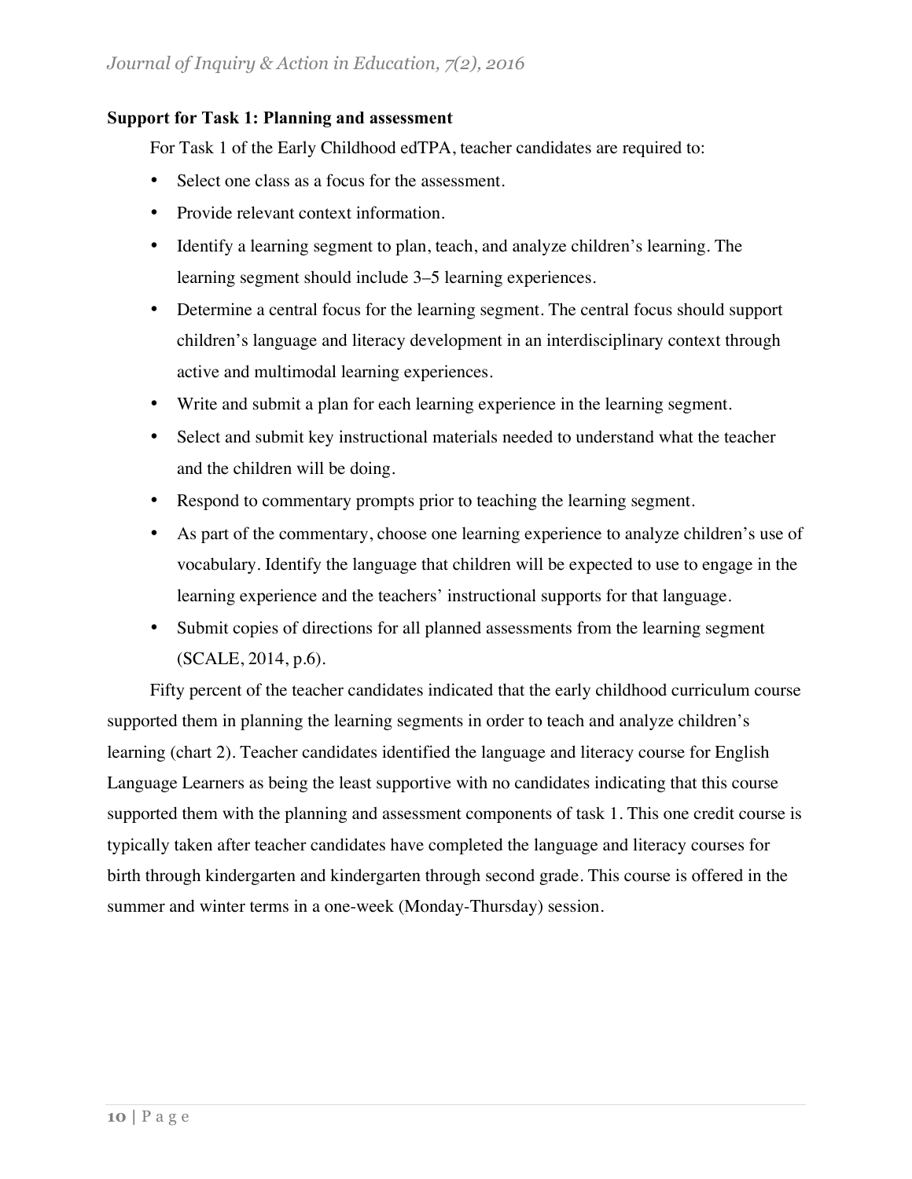**Support for Task 1: Planning and assessment**

For Task 1 of the Early Childhood edTPA, teacher candidates are required to:

- Select one class as a focus for the assessment.
- Provide relevant context information.
- Identify a learning segment to plan, teach, and analyze children's learning. The learning segment should include 3–5 learning experiences.
- Determine a central focus for the learning segment. The central focus should support children's language and literacy development in an interdisciplinary context through active and multimodal learning experiences.
- Write and submit a plan for each learning experience in the learning segment.
- Select and submit key instructional materials needed to understand what the teacher and the children will be doing.
- Respond to commentary prompts prior to teaching the learning segment.
- As part of the commentary, choose one learning experience to analyze children's use of vocabulary. Identify the language that children will be expected to use to engage in the learning experience and the teachers' instructional supports for that language.
- Submit copies of directions for all planned assessments from the learning segment (SCALE, 2014, p.6).

Fifty percent of the teacher candidates indicated that the early childhood curriculum course supported them in planning the learning segments in order to teach and analyze children's learning (chart 2). Teacher candidates identified the language and literacy course for English Language Learners as being the least supportive with no candidates indicating that this course supported them with the planning and assessment components of task 1. This one credit course is typically taken after teacher candidates have completed the language and literacy courses for birth through kindergarten and kindergarten through second grade. This course is offered in the summer and winter terms in a one-week (Monday-Thursday) session.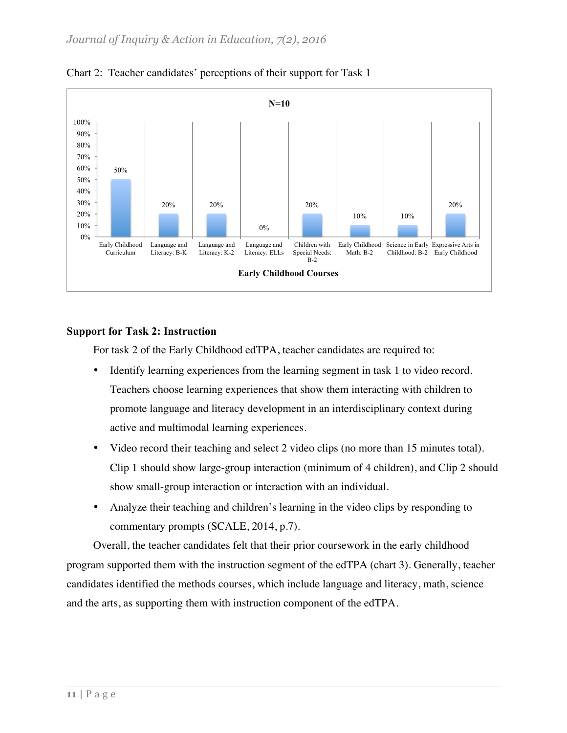Chart 2: Teacher candidates' perceptions of their support for Task 1

| Early Childhood Courses (N=10) | Percentage |
| --- | --- |
| Early Childhood Curriculum | 50% |
| Language and Literacy: B-K | 20% |
| Language and Literacy: K-2 | 20% |
| Language and Literacy: ELLs | 0% |
| Children with Special Needs: B-2 | 20% |
| Early Childhood Math: B-2 | 10% |
| Science in Early Childhood: B-2 | 10% |
| Expressive Arts in Early Childhood | 20% |

### Support for Task 2: Instruction

For task 2 of the Early Childhood edTPA, teacher candidates are required to:

- Identify learning experiences from the learning segment in task 1 to video record. Teachers choose learning experiences that show them interacting with children to promote language and literacy development in an interdisciplinary context during active and multimodal learning experiences.
- Video record their teaching and select 2 video clips (no more than 15 minutes total). Clip 1 should show large-group interaction (minimum of 4 children), and Clip 2 should show small-group interaction or interaction with an individual.
- Analyze their teaching and children's learning in the video clips by responding to commentary prompts (SCALE, 2014, p.7).

Overall, the teacher candidates felt that their prior coursework in the early childhood program supported them with the instruction segment of the edTPA (chart 3). Generally, teacher candidates identified the methods courses, which include language and literacy, math, science and the arts, as supporting them with instruction component of the edTPA.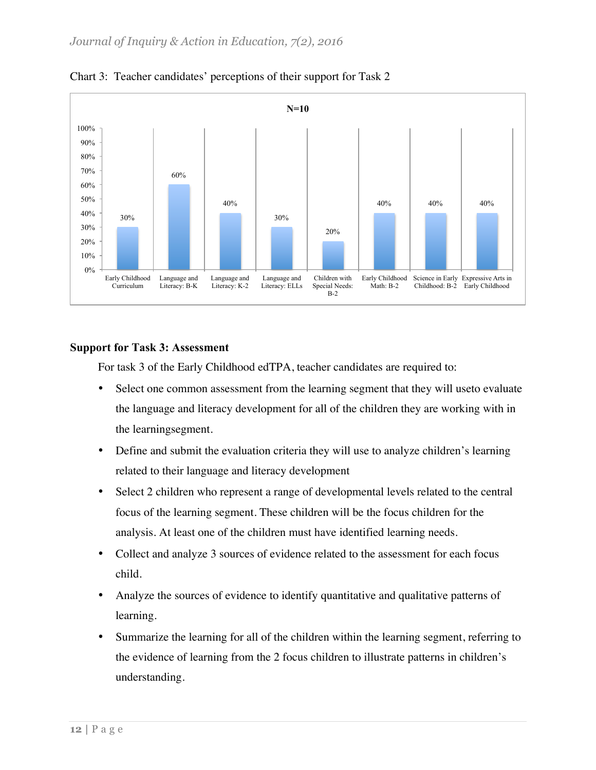Chart 3: Teacher candidates' perceptions of their support for Task 2

N=10

| Course | Percentage |
|---|---|
| Early Childhood Curriculum | 30% |
| Language and Literacy: B-K | 60% |
| Language and Literacy: K-2 | 40% |
| Language and Literacy: ELLs | 30% |
| Children with Special Needs: B-2 | 20% |
| Early Childhood Math: B-2 | 40% |
| Science in Early Childhood: B-2 | 40% |
| Expressive Arts in Early Childhood | 40% |

**Support for Task 3: Assessment**

For task 3 of the Early Childhood edTPA, teacher candidates are required to:

- Select one common assessment from the learning segment that they will useto evaluate the language and literacy development for all of the children they are working with in the learningsegment.
- Define and submit the evaluation criteria they will use to analyze children's learning related to their language and literacy development
- Select 2 children who represent a range of developmental levels related to the central focus of the learning segment. These children will be the focus children for the analysis. At least one of the children must have identified learning needs.
- Collect and analyze 3 sources of evidence related to the assessment for each focus child.
- Analyze the sources of evidence to identify quantitative and qualitative patterns of learning.
- Summarize the learning for all of the children within the learning segment, referring to the evidence of learning from the 2 focus children to illustrate patterns in children's understanding.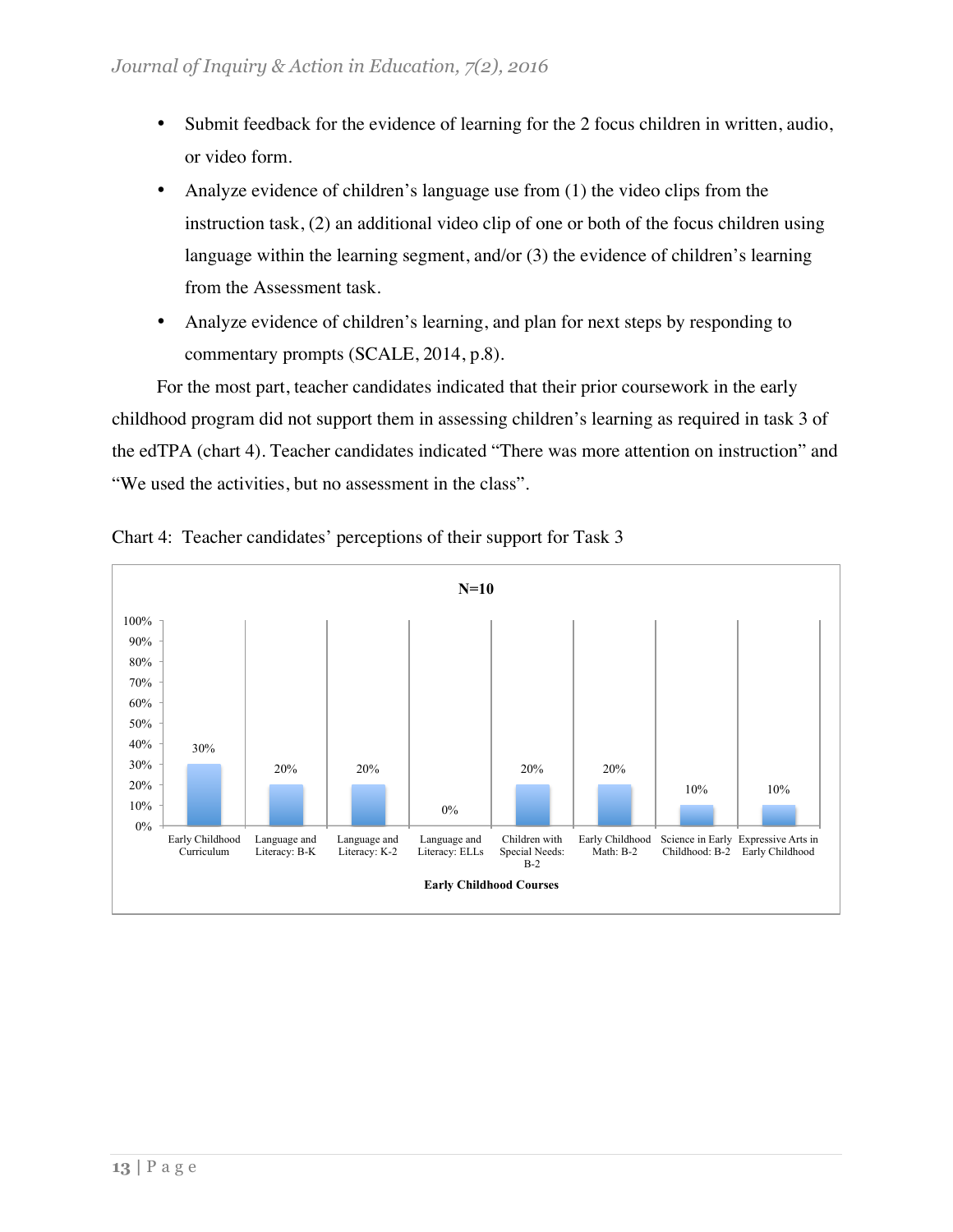- Submit feedback for the evidence of learning for the 2 focus children in written, audio, or video form.
- Analyze evidence of children's language use from (1) the video clips from the instruction task, (2) an additional video clip of one or both of the focus children using language within the learning segment, and/or (3) the evidence of children's learning from the Assessment task.
- Analyze evidence of children's learning, and plan for next steps by responding to commentary prompts (SCALE, 2014, p.8).

For the most part, teacher candidates indicated that their prior coursework in the early childhood program did not support them in assessing children's learning as required in task 3 of the edTPA (chart 4). Teacher candidates indicated "There was more attention on instruction" and "We used the activities, but no assessment in the class".

Chart 4: Teacher candidates' perceptions of their support for Task 3

N=10

| Early Childhood Courses | Percentage |
| --- | --- |
| Early Childhood Curriculum | 30% |
| Language and Literacy: B-K | 20% |
| Language and Literacy: K-2 | 20% |
| Language and Literacy: ELLs | 0% |
| Children with Special Needs: B-2 | 20% |
| Early Childhood Math: B-2 | 20% |
| Science in Early Childhood: B-2 | 10% |
| Expressive Arts in Early Childhood | 10% |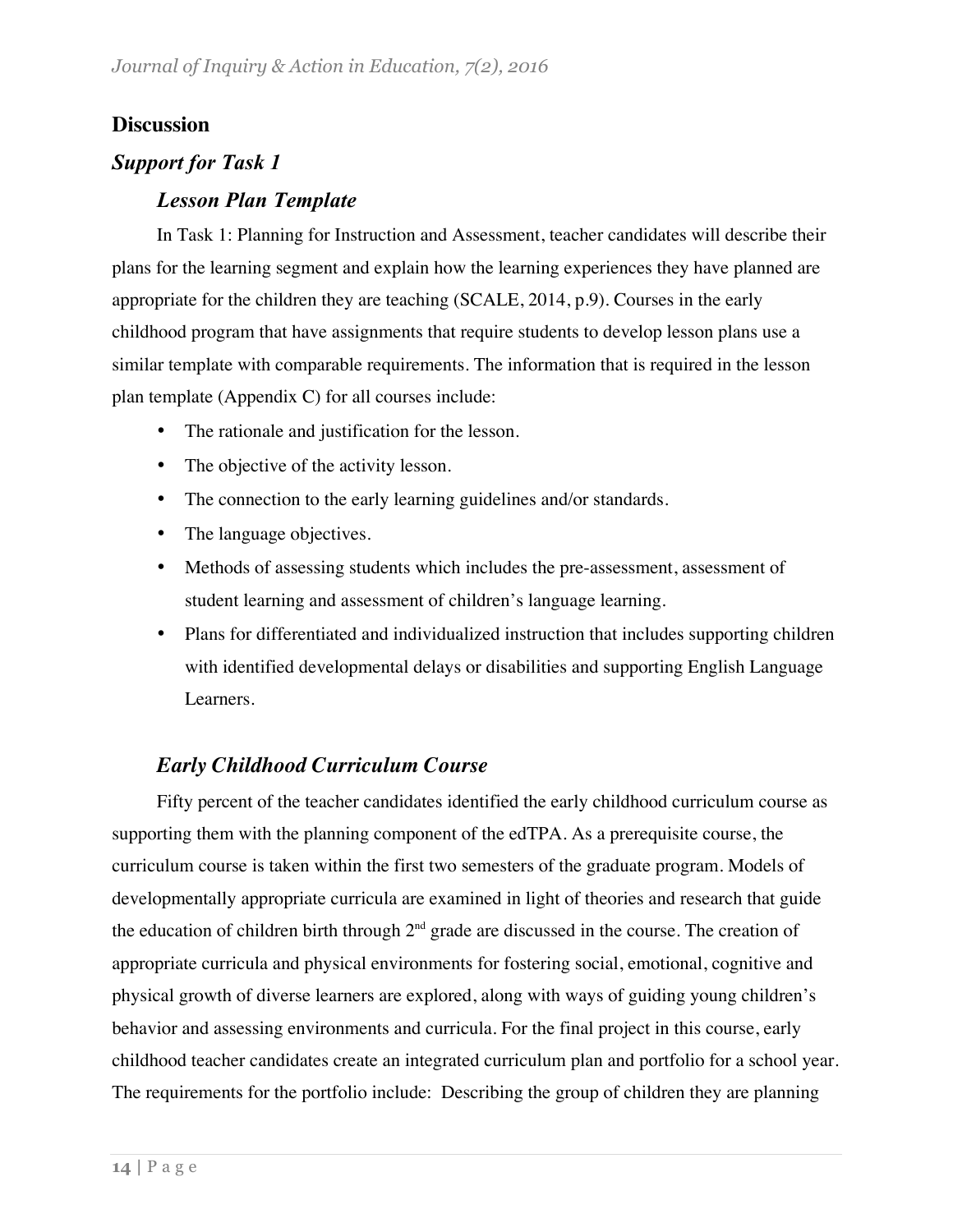## Discussion

### *Support for Task 1*

#### *Lesson Plan Template*

In Task 1: Planning for Instruction and Assessment, teacher candidates will describe their plans for the learning segment and explain how the learning experiences they have planned are appropriate for the children they are teaching (SCALE, 2014, p.9). Courses in the early childhood program that have assignments that require students to develop lesson plans use a similar template with comparable requirements. The information that is required in the lesson plan template (Appendix C) for all courses include:

- The rationale and justification for the lesson.
- The objective of the activity lesson.
- The connection to the early learning guidelines and/or standards.
- The language objectives.
- Methods of assessing students which includes the pre-assessment, assessment of student learning and assessment of children's language learning.
- Plans for differentiated and individualized instruction that includes supporting children with identified developmental delays or disabilities and supporting English Language Learners.

#### *Early Childhood Curriculum Course*

Fifty percent of the teacher candidates identified the early childhood curriculum course as supporting them with the planning component of the edTPA. As a prerequisite course, the curriculum course is taken within the first two semesters of the graduate program. Models of developmentally appropriate curricula are examined in light of theories and research that guide the education of children birth through 2nd grade are discussed in the course. The creation of appropriate curricula and physical environments for fostering social, emotional, cognitive and physical growth of diverse learners are explored, along with ways of guiding young children's behavior and assessing environments and curricula. For the final project in this course, early childhood teacher candidates create an integrated curriculum plan and portfolio for a school year. The requirements for the portfolio include: Describing the group of children they are planning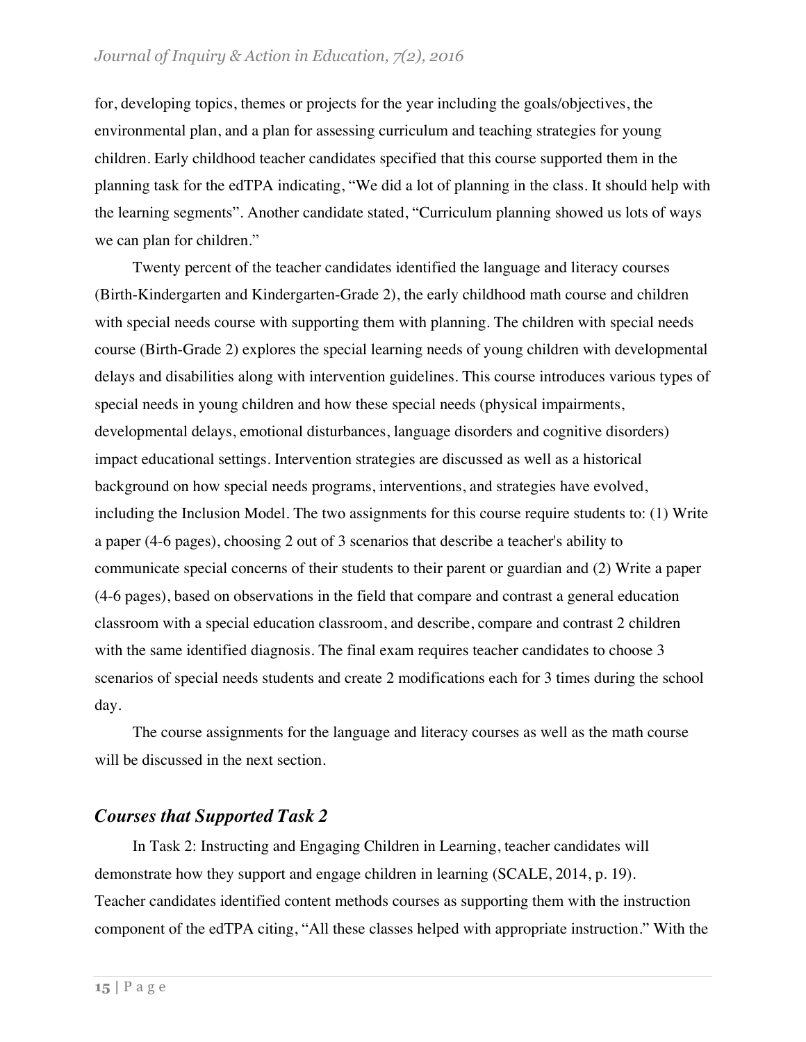for, developing topics, themes or projects for the year including the goals/objectives, the environmental plan, and a plan for assessing curriculum and teaching strategies for young children. Early childhood teacher candidates specified that this course supported them in the planning task for the edTPA indicating, "We did a lot of planning in the class. It should help with the learning segments". Another candidate stated, "Curriculum planning showed us lots of ways we can plan for children."

Twenty percent of the teacher candidates identified the language and literacy courses (Birth-Kindergarten and Kindergarten-Grade 2), the early childhood math course and children with special needs course with supporting them with planning. The children with special needs course (Birth-Grade 2) explores the special learning needs of young children with developmental delays and disabilities along with intervention guidelines. This course introduces various types of special needs in young children and how these special needs (physical impairments, developmental delays, emotional disturbances, language disorders and cognitive disorders) impact educational settings. Intervention strategies are discussed as well as a historical background on how special needs programs, interventions, and strategies have evolved, including the Inclusion Model. The two assignments for this course require students to: (1) Write a paper (4-6 pages), choosing 2 out of 3 scenarios that describe a teacher's ability to communicate special concerns of their students to their parent or guardian and (2) Write a paper (4-6 pages), based on observations in the field that compare and contrast a general education classroom with a special education classroom, and describe, compare and contrast 2 children with the same identified diagnosis. The final exam requires teacher candidates to choose 3 scenarios of special needs students and create 2 modifications each for 3 times during the school day.

The course assignments for the language and literacy courses as well as the math course will be discussed in the next section.

### *Courses that Supported Task 2*

In Task 2: Instructing and Engaging Children in Learning, teacher candidates will demonstrate how they support and engage children in learning (SCALE, 2014, p. 19). Teacher candidates identified content methods courses as supporting them with the instruction component of the edTPA citing, "All these classes helped with appropriate instruction." With the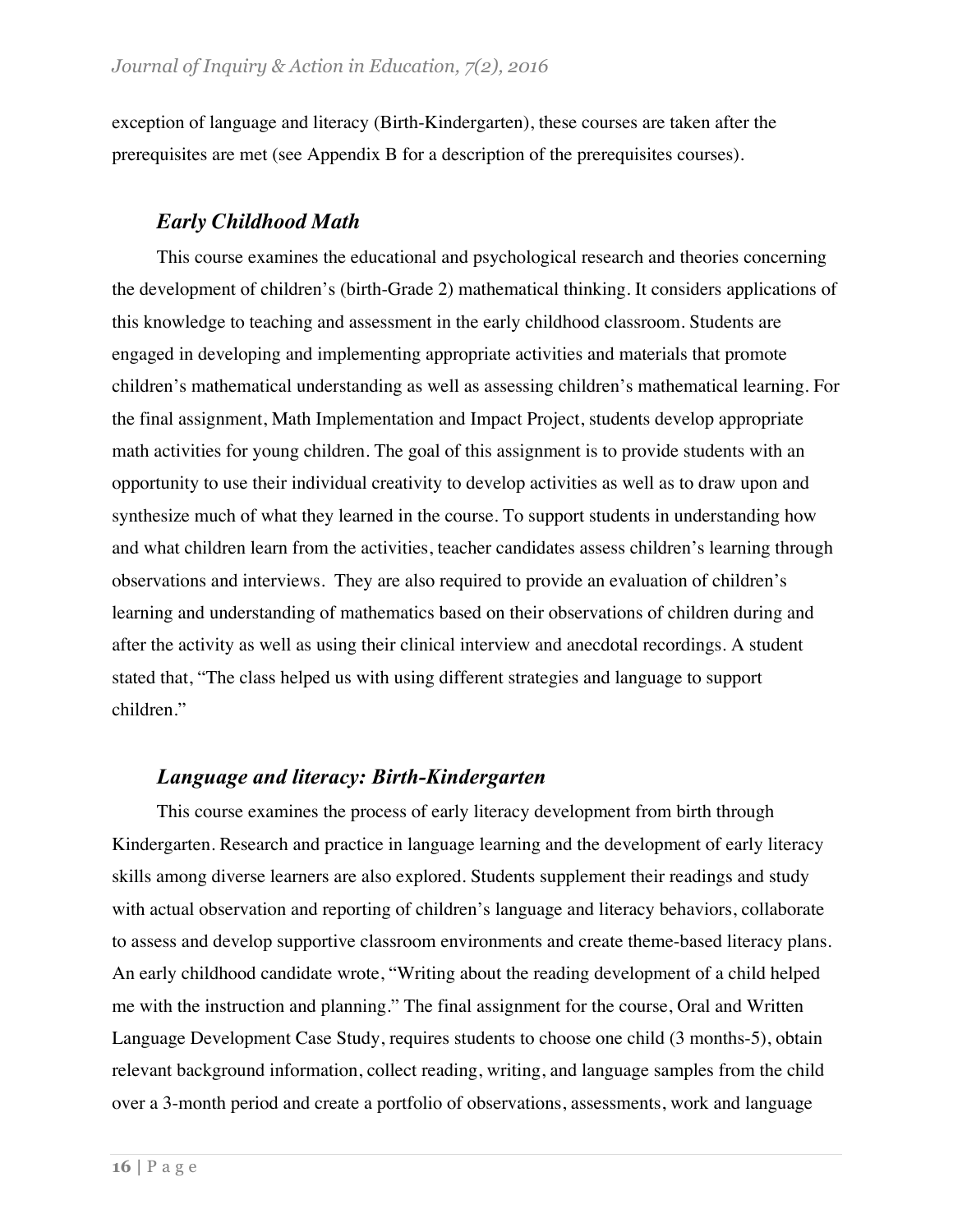exception of language and literacy (Birth-Kindergarten), these courses are taken after the prerequisites are met (see Appendix B for a description of the prerequisites courses).

### *Early Childhood Math*

This course examines the educational and psychological research and theories concerning the development of children's (birth-Grade 2) mathematical thinking. It considers applications of this knowledge to teaching and assessment in the early childhood classroom. Students are engaged in developing and implementing appropriate activities and materials that promote children's mathematical understanding as well as assessing children's mathematical learning. For the final assignment, Math Implementation and Impact Project, students develop appropriate math activities for young children. The goal of this assignment is to provide students with an opportunity to use their individual creativity to develop activities as well as to draw upon and synthesize much of what they learned in the course. To support students in understanding how and what children learn from the activities, teacher candidates assess children's learning through observations and interviews. They are also required to provide an evaluation of children's learning and understanding of mathematics based on their observations of children during and after the activity as well as using their clinical interview and anecdotal recordings. A student stated that, "The class helped us with using different strategies and language to support children."

### *Language and literacy: Birth-Kindergarten*

This course examines the process of early literacy development from birth through Kindergarten. Research and practice in language learning and the development of early literacy skills among diverse learners are also explored. Students supplement their readings and study with actual observation and reporting of children's language and literacy behaviors, collaborate to assess and develop supportive classroom environments and create theme-based literacy plans. An early childhood candidate wrote, "Writing about the reading development of a child helped me with the instruction and planning." The final assignment for the course, Oral and Written Language Development Case Study, requires students to choose one child (3 months-5), obtain relevant background information, collect reading, writing, and language samples from the child over a 3-month period and create a portfolio of observations, assessments, work and language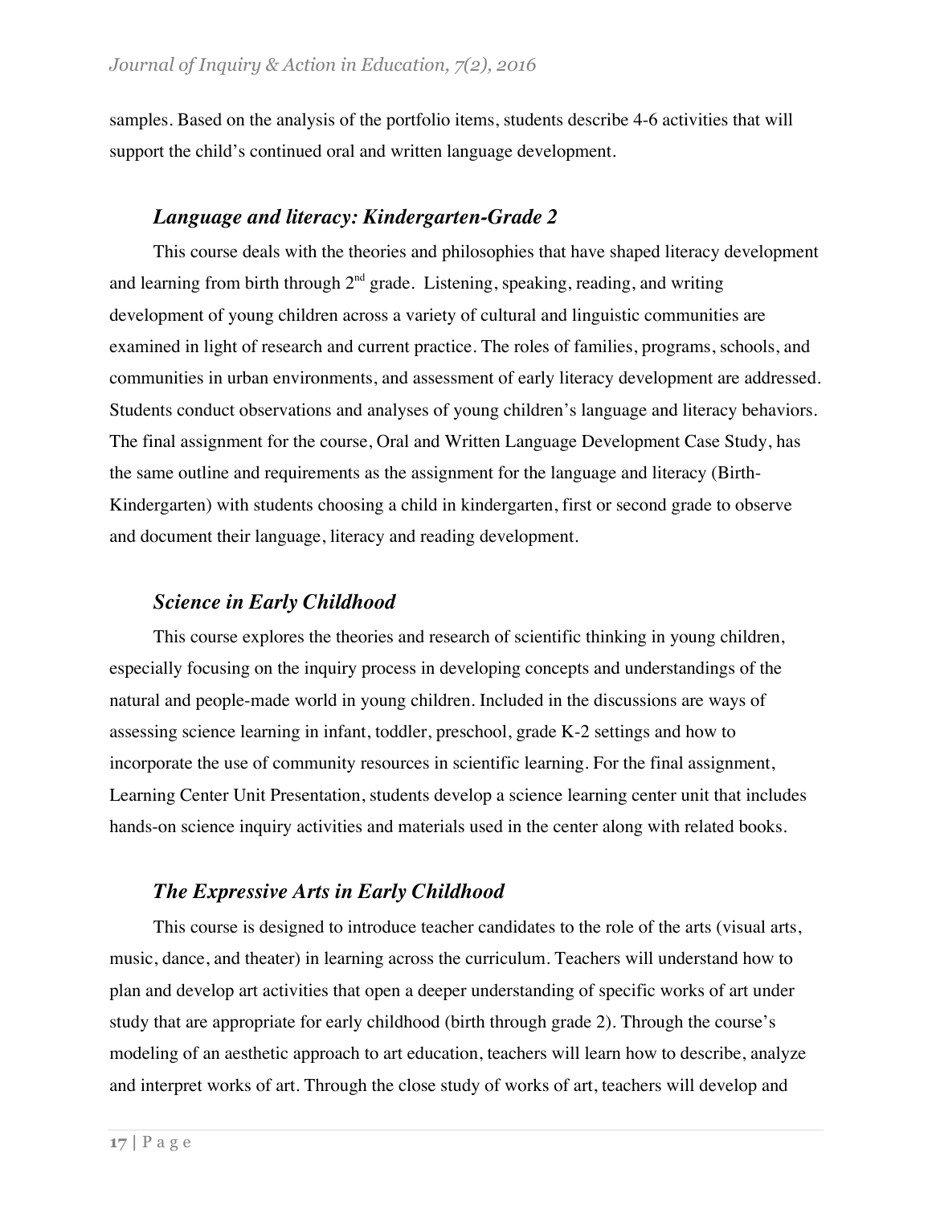samples. Based on the analysis of the portfolio items, students describe 4-6 activities that will support the child's continued oral and written language development.

### *Language and literacy: Kindergarten-Grade 2*

This course deals with the theories and philosophies that have shaped literacy development and learning from birth through 2nd grade. Listening, speaking, reading, and writing development of young children across a variety of cultural and linguistic communities are examined in light of research and current practice. The roles of families, programs, schools, and communities in urban environments, and assessment of early literacy development are addressed. Students conduct observations and analyses of young children's language and literacy behaviors. The final assignment for the course, Oral and Written Language Development Case Study, has the same outline and requirements as the assignment for the language and literacy (Birth-Kindergarten) with students choosing a child in kindergarten, first or second grade to observe and document their language, literacy and reading development.

### *Science in Early Childhood*

This course explores the theories and research of scientific thinking in young children, especially focusing on the inquiry process in developing concepts and understandings of the natural and people-made world in young children. Included in the discussions are ways of assessing science learning in infant, toddler, preschool, grade K-2 settings and how to incorporate the use of community resources in scientific learning. For the final assignment, Learning Center Unit Presentation, students develop a science learning center unit that includes hands-on science inquiry activities and materials used in the center along with related books.

### *The Expressive Arts in Early Childhood*

This course is designed to introduce teacher candidates to the role of the arts (visual arts, music, dance, and theater) in learning across the curriculum. Teachers will understand how to plan and develop art activities that open a deeper understanding of specific works of art under study that are appropriate for early childhood (birth through grade 2). Through the course's modeling of an aesthetic approach to art education, teachers will learn how to describe, analyze and interpret works of art. Through the close study of works of art, teachers will develop and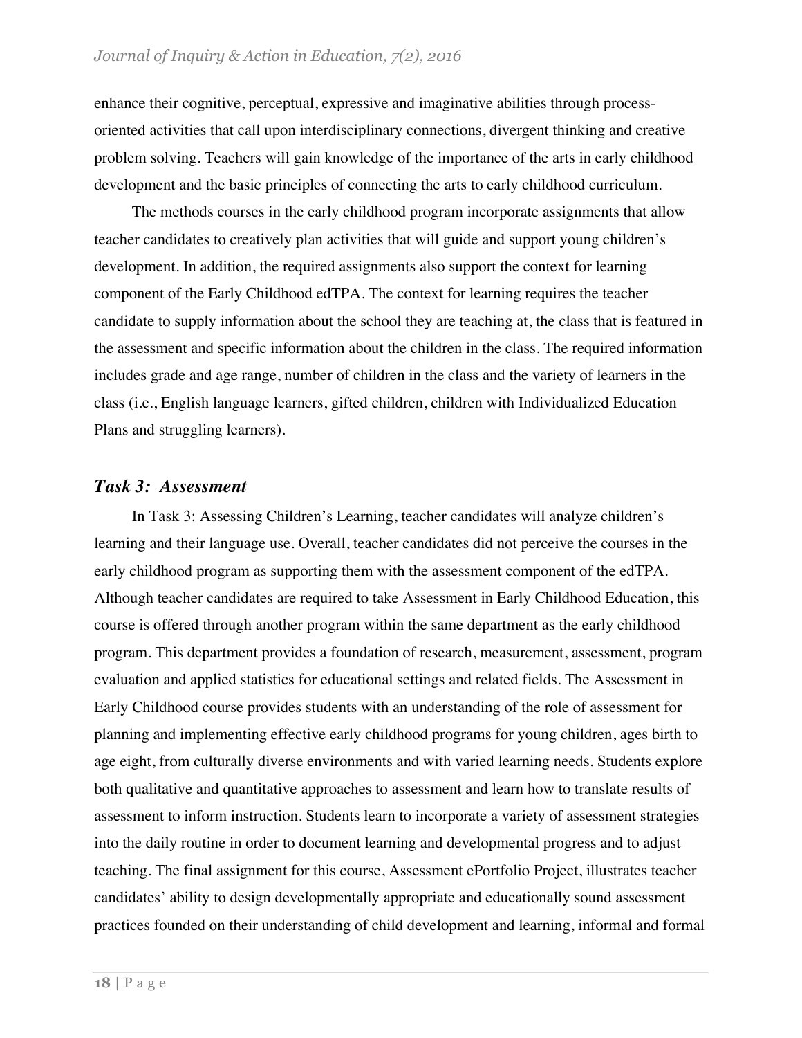enhance their cognitive, perceptual, expressive and imaginative abilities through process-oriented activities that call upon interdisciplinary connections, divergent thinking and creative problem solving. Teachers will gain knowledge of the importance of the arts in early childhood development and the basic principles of connecting the arts to early childhood curriculum.

The methods courses in the early childhood program incorporate assignments that allow teacher candidates to creatively plan activities that will guide and support young children's development. In addition, the required assignments also support the context for learning component of the Early Childhood edTPA. The context for learning requires the teacher candidate to supply information about the school they are teaching at, the class that is featured in the assessment and specific information about the children in the class. The required information includes grade and age range, number of children in the class and the variety of learners in the class (i.e., English language learners, gifted children, children with Individualized Education Plans and struggling learners).

### *Task 3: Assessment*

In Task 3: Assessing Children's Learning, teacher candidates will analyze children's learning and their language use. Overall, teacher candidates did not perceive the courses in the early childhood program as supporting them with the assessment component of the edTPA. Although teacher candidates are required to take Assessment in Early Childhood Education, this course is offered through another program within the same department as the early childhood program. This department provides a foundation of research, measurement, assessment, program evaluation and applied statistics for educational settings and related fields. The Assessment in Early Childhood course provides students with an understanding of the role of assessment for planning and implementing effective early childhood programs for young children, ages birth to age eight, from culturally diverse environments and with varied learning needs. Students explore both qualitative and quantitative approaches to assessment and learn how to translate results of assessment to inform instruction. Students learn to incorporate a variety of assessment strategies into the daily routine in order to document learning and developmental progress and to adjust teaching. The final assignment for this course, Assessment ePortfolio Project, illustrates teacher candidates' ability to design developmentally appropriate and educationally sound assessment practices founded on their understanding of child development and learning, informal and formal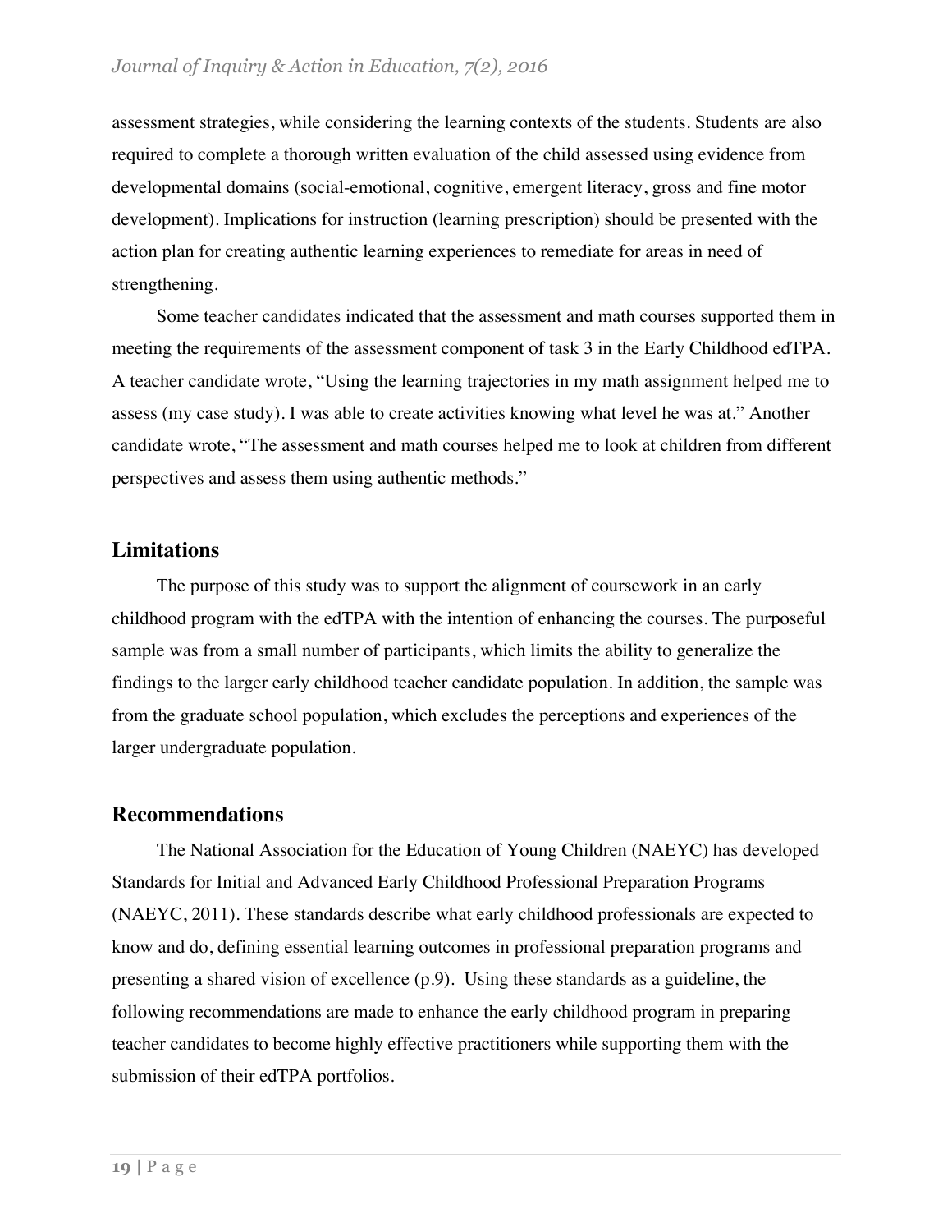assessment strategies, while considering the learning contexts of the students. Students are also required to complete a thorough written evaluation of the child assessed using evidence from developmental domains (social-emotional, cognitive, emergent literacy, gross and fine motor development). Implications for instruction (learning prescription) should be presented with the action plan for creating authentic learning experiences to remediate for areas in need of strengthening.

Some teacher candidates indicated that the assessment and math courses supported them in meeting the requirements of the assessment component of task 3 in the Early Childhood edTPA. A teacher candidate wrote, "Using the learning trajectories in my math assignment helped me to assess (my case study). I was able to create activities knowing what level he was at." Another candidate wrote, "The assessment and math courses helped me to look at children from different perspectives and assess them using authentic methods."

## Limitations

The purpose of this study was to support the alignment of coursework in an early childhood program with the edTPA with the intention of enhancing the courses. The purposeful sample was from a small number of participants, which limits the ability to generalize the findings to the larger early childhood teacher candidate population. In addition, the sample was from the graduate school population, which excludes the perceptions and experiences of the larger undergraduate population.

## Recommendations

The National Association for the Education of Young Children (NAEYC) has developed Standards for Initial and Advanced Early Childhood Professional Preparation Programs (NAEYC, 2011). These standards describe what early childhood professionals are expected to know and do, defining essential learning outcomes in professional preparation programs and presenting a shared vision of excellence (p.9). Using these standards as a guideline, the following recommendations are made to enhance the early childhood program in preparing teacher candidates to become highly effective practitioners while supporting them with the submission of their edTPA portfolios.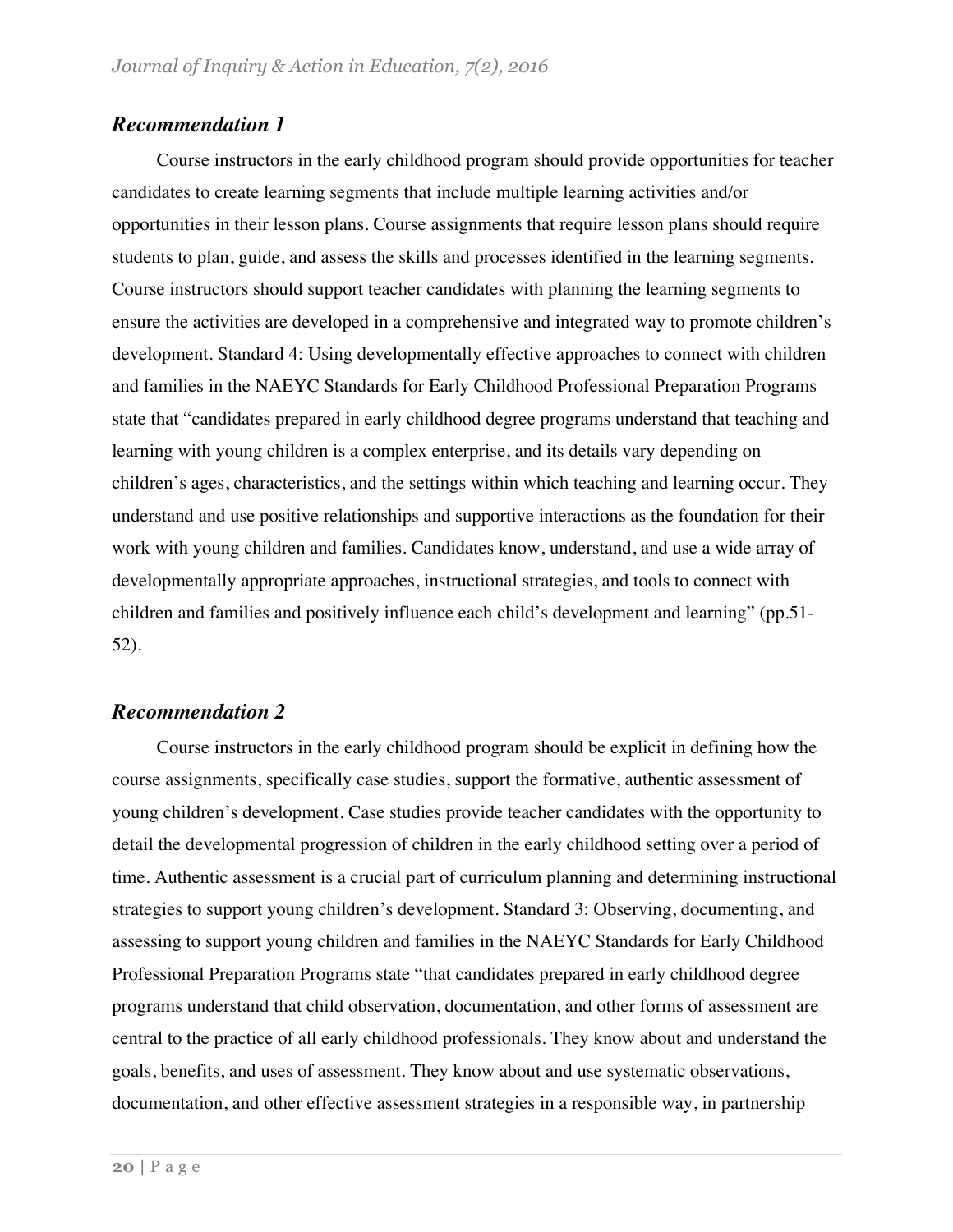### *Recommendation 1*

Course instructors in the early childhood program should provide opportunities for teacher candidates to create learning segments that include multiple learning activities and/or opportunities in their lesson plans. Course assignments that require lesson plans should require students to plan, guide, and assess the skills and processes identified in the learning segments. Course instructors should support teacher candidates with planning the learning segments to ensure the activities are developed in a comprehensive and integrated way to promote children's development. Standard 4: Using developmentally effective approaches to connect with children and families in the NAEYC Standards for Early Childhood Professional Preparation Programs state that "candidates prepared in early childhood degree programs understand that teaching and learning with young children is a complex enterprise, and its details vary depending on children's ages, characteristics, and the settings within which teaching and learning occur. They understand and use positive relationships and supportive interactions as the foundation for their work with young children and families. Candidates know, understand, and use a wide array of developmentally appropriate approaches, instructional strategies, and tools to connect with children and families and positively influence each child's development and learning" (pp.51-52).

### *Recommendation 2*

Course instructors in the early childhood program should be explicit in defining how the course assignments, specifically case studies, support the formative, authentic assessment of young children's development. Case studies provide teacher candidates with the opportunity to detail the developmental progression of children in the early childhood setting over a period of time. Authentic assessment is a crucial part of curriculum planning and determining instructional strategies to support young children's development. Standard 3: Observing, documenting, and assessing to support young children and families in the NAEYC Standards for Early Childhood Professional Preparation Programs state "that candidates prepared in early childhood degree programs understand that child observation, documentation, and other forms of assessment are central to the practice of all early childhood professionals. They know about and understand the goals, benefits, and uses of assessment. They know about and use systematic observations, documentation, and other effective assessment strategies in a responsible way, in partnership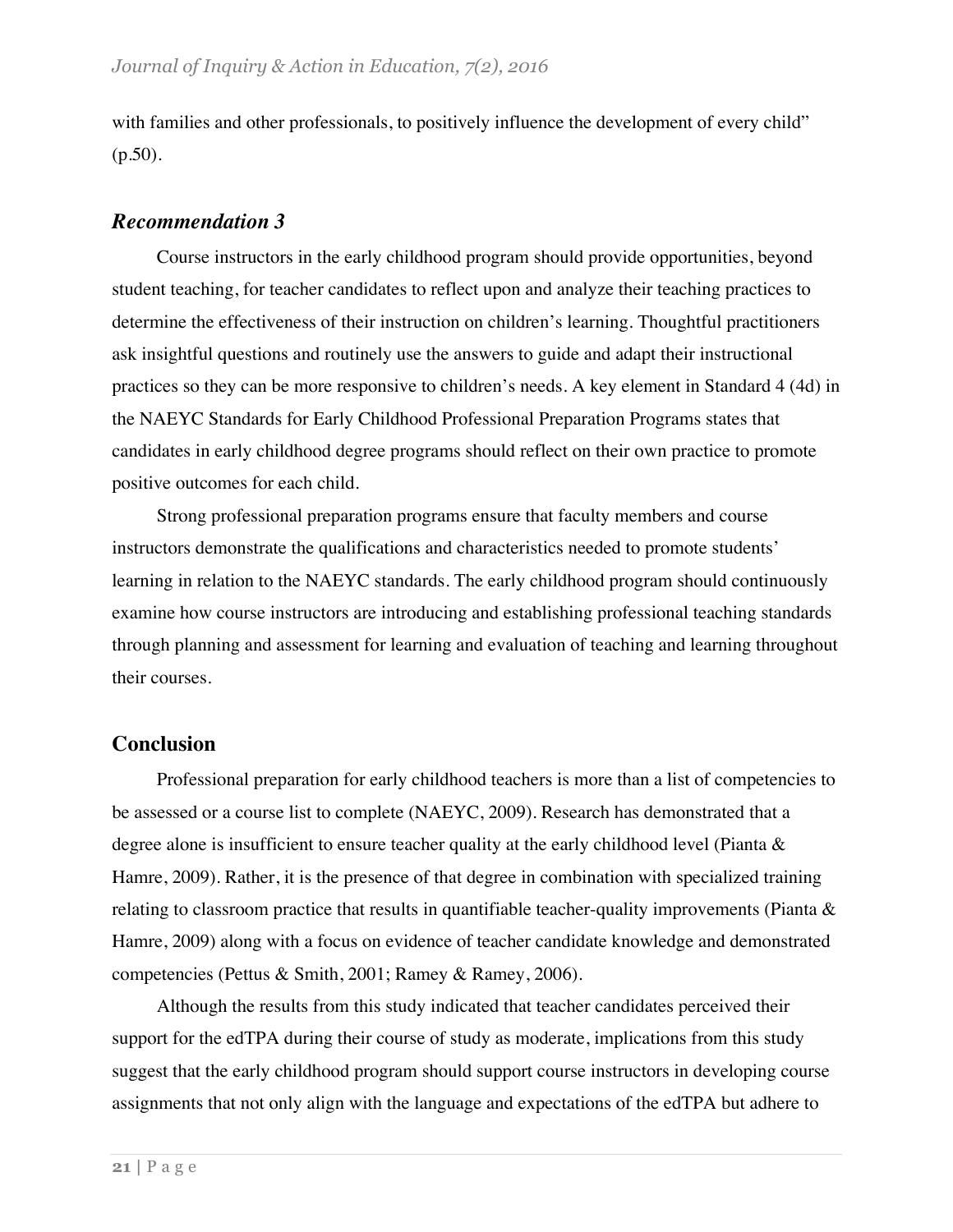with families and other professionals, to positively influence the development of every child" (p.50).

### *Recommendation 3*

Course instructors in the early childhood program should provide opportunities, beyond student teaching, for teacher candidates to reflect upon and analyze their teaching practices to determine the effectiveness of their instruction on children's learning. Thoughtful practitioners ask insightful questions and routinely use the answers to guide and adapt their instructional practices so they can be more responsive to children's needs. A key element in Standard 4 (4d) in the NAEYC Standards for Early Childhood Professional Preparation Programs states that candidates in early childhood degree programs should reflect on their own practice to promote positive outcomes for each child.

Strong professional preparation programs ensure that faculty members and course instructors demonstrate the qualifications and characteristics needed to promote students' learning in relation to the NAEYC standards. The early childhood program should continuously examine how course instructors are introducing and establishing professional teaching standards through planning and assessment for learning and evaluation of teaching and learning throughout their courses.

## Conclusion

Professional preparation for early childhood teachers is more than a list of competencies to be assessed or a course list to complete (NAEYC, 2009). Research has demonstrated that a degree alone is insufficient to ensure teacher quality at the early childhood level (Pianta & Hamre, 2009). Rather, it is the presence of that degree in combination with specialized training relating to classroom practice that results in quantifiable teacher-quality improvements (Pianta & Hamre, 2009) along with a focus on evidence of teacher candidate knowledge and demonstrated competencies (Pettus & Smith, 2001; Ramey & Ramey, 2006).

Although the results from this study indicated that teacher candidates perceived their support for the edTPA during their course of study as moderate, implications from this study suggest that the early childhood program should support course instructors in developing course assignments that not only align with the language and expectations of the edTPA but adhere to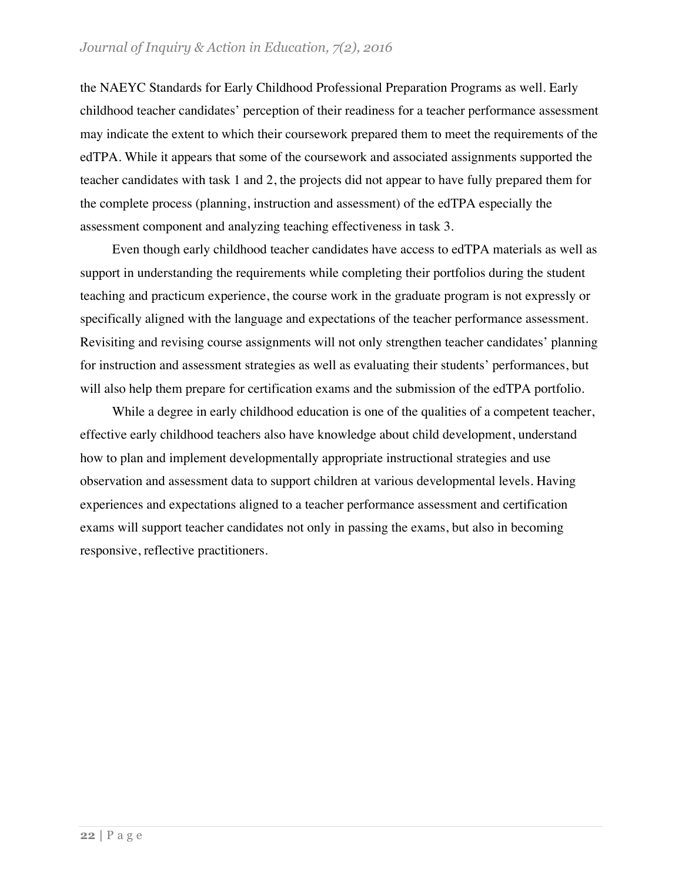the NAEYC Standards for Early Childhood Professional Preparation Programs as well. Early childhood teacher candidates' perception of their readiness for a teacher performance assessment may indicate the extent to which their coursework prepared them to meet the requirements of the edTPA. While it appears that some of the coursework and associated assignments supported the teacher candidates with task 1 and 2, the projects did not appear to have fully prepared them for the complete process (planning, instruction and assessment) of the edTPA especially the assessment component and analyzing teaching effectiveness in task 3.

Even though early childhood teacher candidates have access to edTPA materials as well as support in understanding the requirements while completing their portfolios during the student teaching and practicum experience, the course work in the graduate program is not expressly or specifically aligned with the language and expectations of the teacher performance assessment. Revisiting and revising course assignments will not only strengthen teacher candidates' planning for instruction and assessment strategies as well as evaluating their students' performances, but will also help them prepare for certification exams and the submission of the edTPA portfolio.

While a degree in early childhood education is one of the qualities of a competent teacher, effective early childhood teachers also have knowledge about child development, understand how to plan and implement developmentally appropriate instructional strategies and use observation and assessment data to support children at various developmental levels. Having experiences and expectations aligned to a teacher performance assessment and certification exams will support teacher candidates not only in passing the exams, but also in becoming responsive, reflective practitioners.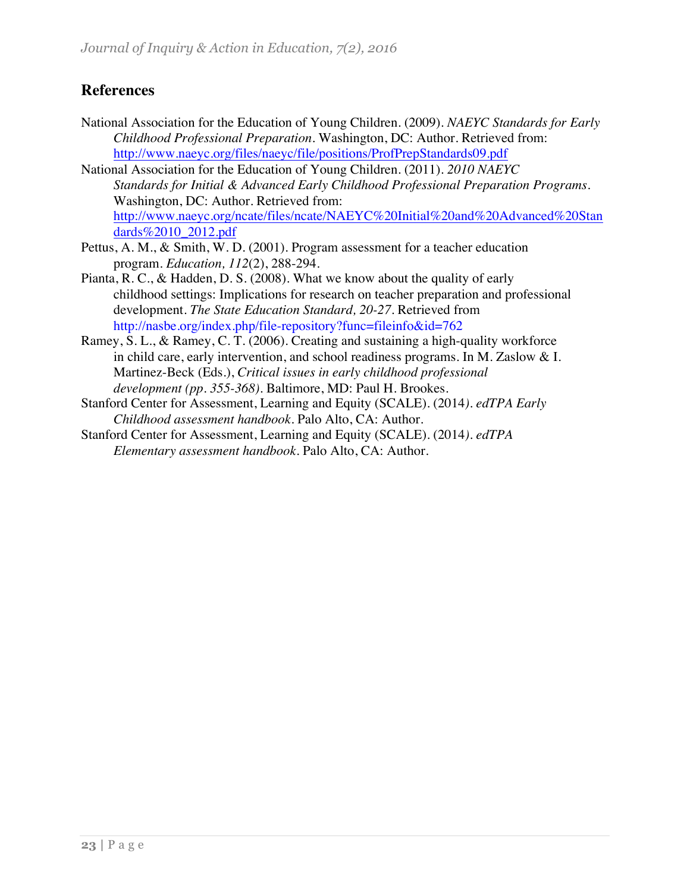## References

National Association for the Education of Young Children. (2009). *NAEYC Standards for Early Childhood Professional Preparation*. Washington, DC: Author. Retrieved from: http://www.naeyc.org/files/naeyc/file/positions/ProfPrepStandards09.pdf

National Association for the Education of Young Children. (2011). *2010 NAEYC Standards for Initial & Advanced Early Childhood Professional Preparation Programs*. Washington, DC: Author. Retrieved from: http://www.naeyc.org/ncate/files/ncate/NAEYC%20Initial%20and%20Advanced%20Standards%2010_2012.pdf

Pettus, A. M., & Smith, W. D. (2001). Program assessment for a teacher education program. *Education, 112*(2), 288-294.

Pianta, R. C., & Hadden, D. S. (2008). What we know about the quality of early childhood settings: Implications for research on teacher preparation and professional development. *The State Education Standard, 20-27*. Retrieved from http://nasbe.org/index.php/file-repository?func=fileinfo&id=762

Ramey, S. L., & Ramey, C. T. (2006). Creating and sustaining a high-quality workforce in child care, early intervention, and school readiness programs. In M. Zaslow & I. Martinez-Beck (Eds.), *Critical issues in early childhood professional development (pp. 355-368)*. Baltimore, MD: Paul H. Brookes.

Stanford Center for Assessment, Learning and Equity (SCALE). (2014*). edTPA Early Childhood assessment handbook*. Palo Alto, CA: Author.

Stanford Center for Assessment, Learning and Equity (SCALE). (2014*). edTPA Elementary assessment handbook*. Palo Alto, CA: Author.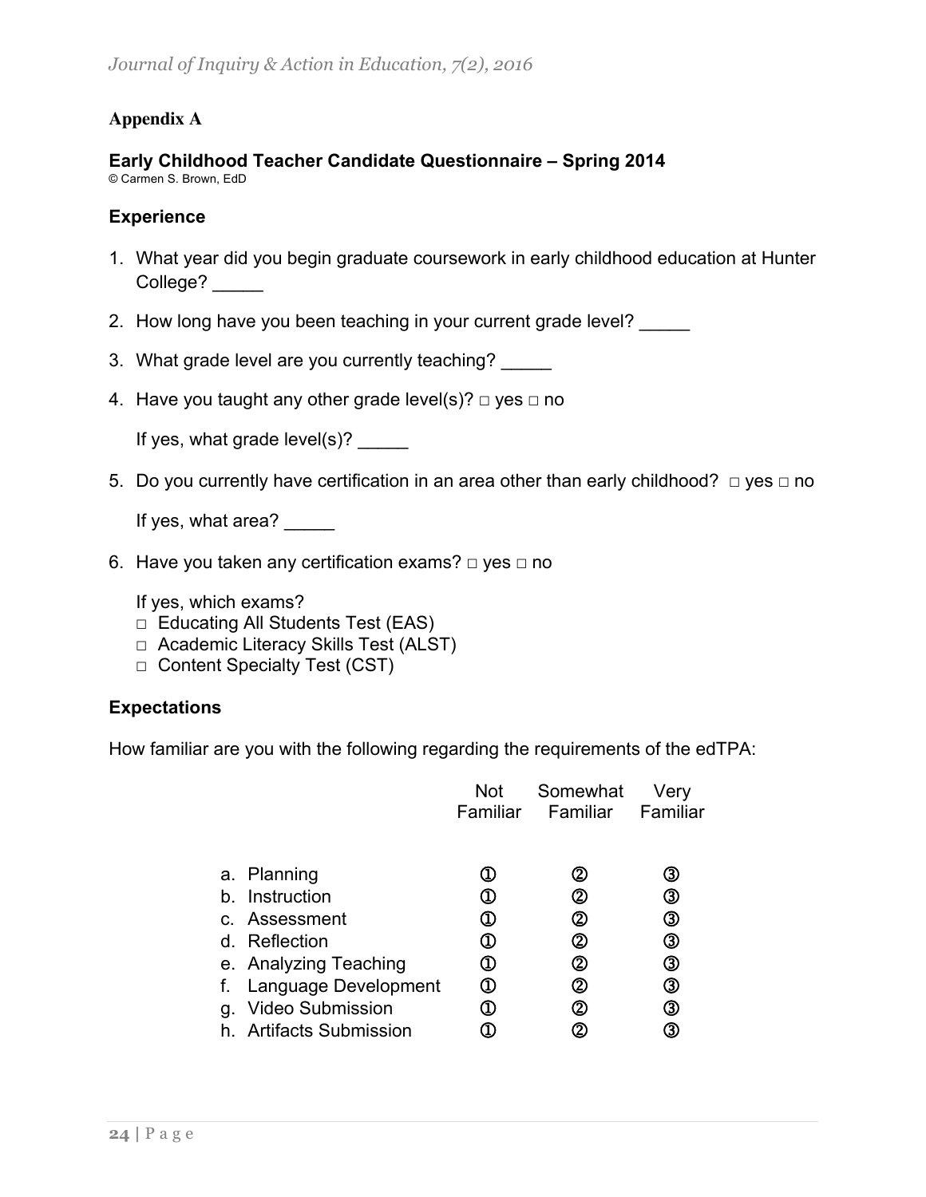## Appendix A

### Early Childhood Teacher Candidate Questionnaire – Spring 2014

© Carmen S. Brown, EdD

### Experience

1. What year did you begin graduate coursework in early childhood education at Hunter College? _____
2. How long have you been teaching in your current grade level? _____
3. What grade level are you currently teaching? _____
4. Have you taught any other grade level(s)? □ yes □ no

   If yes, what grade level(s)? _____
5. Do you currently have certification in an area other than early childhood? □ yes □ no

   If yes, what area? _____
6. Have you taken any certification exams? □ yes □ no

   If yes, which exams?
   □ Educating All Students Test (EAS)
   □ Academic Literacy Skills Test (ALST)
   □ Content Specialty Test (CST)

### Expectations

How familiar are you with the following regarding the requirements of the edTPA:

| | Not Familiar | Somewhat Familiar | Very Familiar |
|---|---|---|---|
| a. Planning | ① | ② | ③ |
| b. Instruction | ① | ② | ③ |
| c. Assessment | ① | ② | ③ |
| d. Reflection | ① | ② | ③ |
| e. Analyzing Teaching | ① | ② | ③ |
| f. Language Development | ① | ② | ③ |
| g. Video Submission | ① | ② | ③ |
| h. Artifacts Submission | ① | ② | ③ |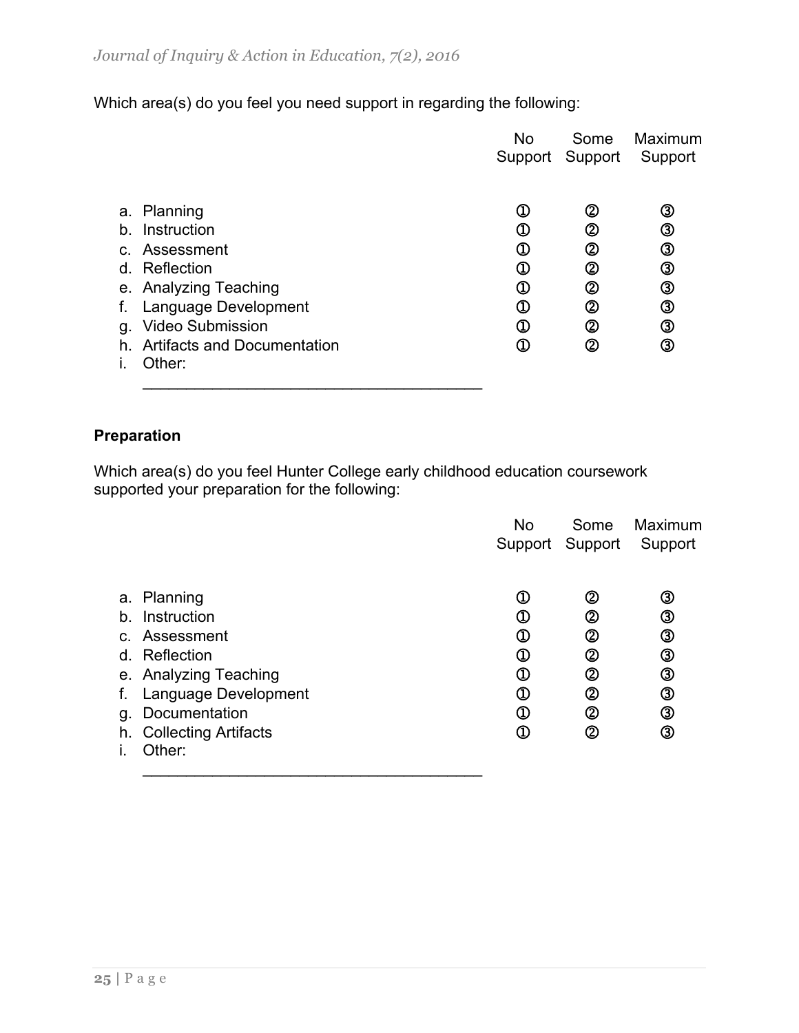Which area(s) do you feel you need support in regarding the following:

| | No Support | Some Support | Maximum Support |
|---|---|---|---|
| a. Planning | ① | ② | ③ |
| b. Instruction | ① | ② | ③ |
| c. Assessment | ① | ② | ③ |
| d. Reflection | ① | ② | ③ |
| e. Analyzing Teaching | ① | ② | ③ |
| f. Language Development | ① | ② | ③ |
| g. Video Submission | ① | ② | ③ |
| h. Artifacts and Documentation | ① | ② | ③ |
| i. Other: ______________________________________ | | | |

**Preparation**

Which area(s) do you feel Hunter College early childhood education coursework supported your preparation for the following:

| | No Support | Some Support | Maximum Support |
|---|---|---|---|
| a. Planning | ① | ② | ③ |
| b. Instruction | ① | ② | ③ |
| c. Assessment | ① | ② | ③ |
| d. Reflection | ① | ② | ③ |
| e. Analyzing Teaching | ① | ② | ③ |
| f. Language Development | ① | ② | ③ |
| g. Documentation | ① | ② | ③ |
| h. Collecting Artifacts | ① | ② | ③ |
| i. Other: ______________________________________ | | | |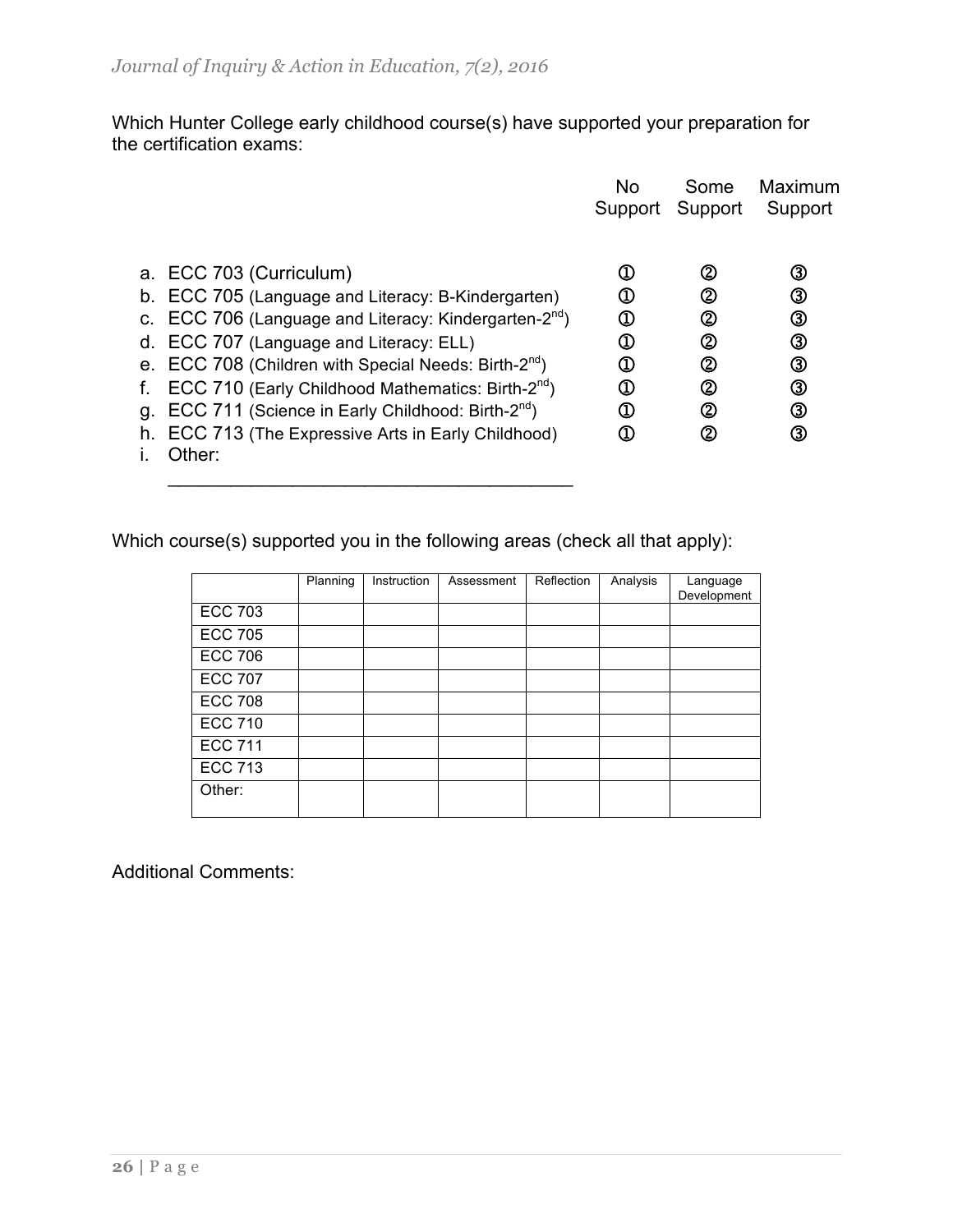Which Hunter College early childhood course(s) have supported your preparation for the certification exams:

| | No Support | Some Support | Maximum Support |
|---|---|---|---|
| a. ECC 703 (Curriculum) | ① | ② | ③ |
| b. ECC 705 (Language and Literacy: B-Kindergarten) | ① | ② | ③ |
| c. ECC 706 (Language and Literacy: Kindergarten-2nd) | ① | ② | ③ |
| d. ECC 707 (Language and Literacy: ELL) | ① | ② | ③ |
| e. ECC 708 (Children with Special Needs: Birth-2nd) | ① | ② | ③ |
| f. ECC 710 (Early Childhood Mathematics: Birth-2nd) | ① | ② | ③ |
| g. ECC 711 (Science in Early Childhood: Birth-2nd) | ① | ② | ③ |
| h. ECC 713 (The Expressive Arts in Early Childhood) | ① | ② | ③ |
| i. Other: ______________________________________ | | | |

Which course(s) supported you in the following areas (check all that apply):

| | Planning | Instruction | Assessment | Reflection | Analysis | Language Development |
|---|---|---|---|---|---|---|
| ECC 703 | | | | | | |
| ECC 705 | | | | | | |
| ECC 706 | | | | | | |
| ECC 707 | | | | | | |
| ECC 708 | | | | | | |
| ECC 710 | | | | | | |
| ECC 711 | | | | | | |
| ECC 713 | | | | | | |
| Other: | | | | | | |

Additional Comments: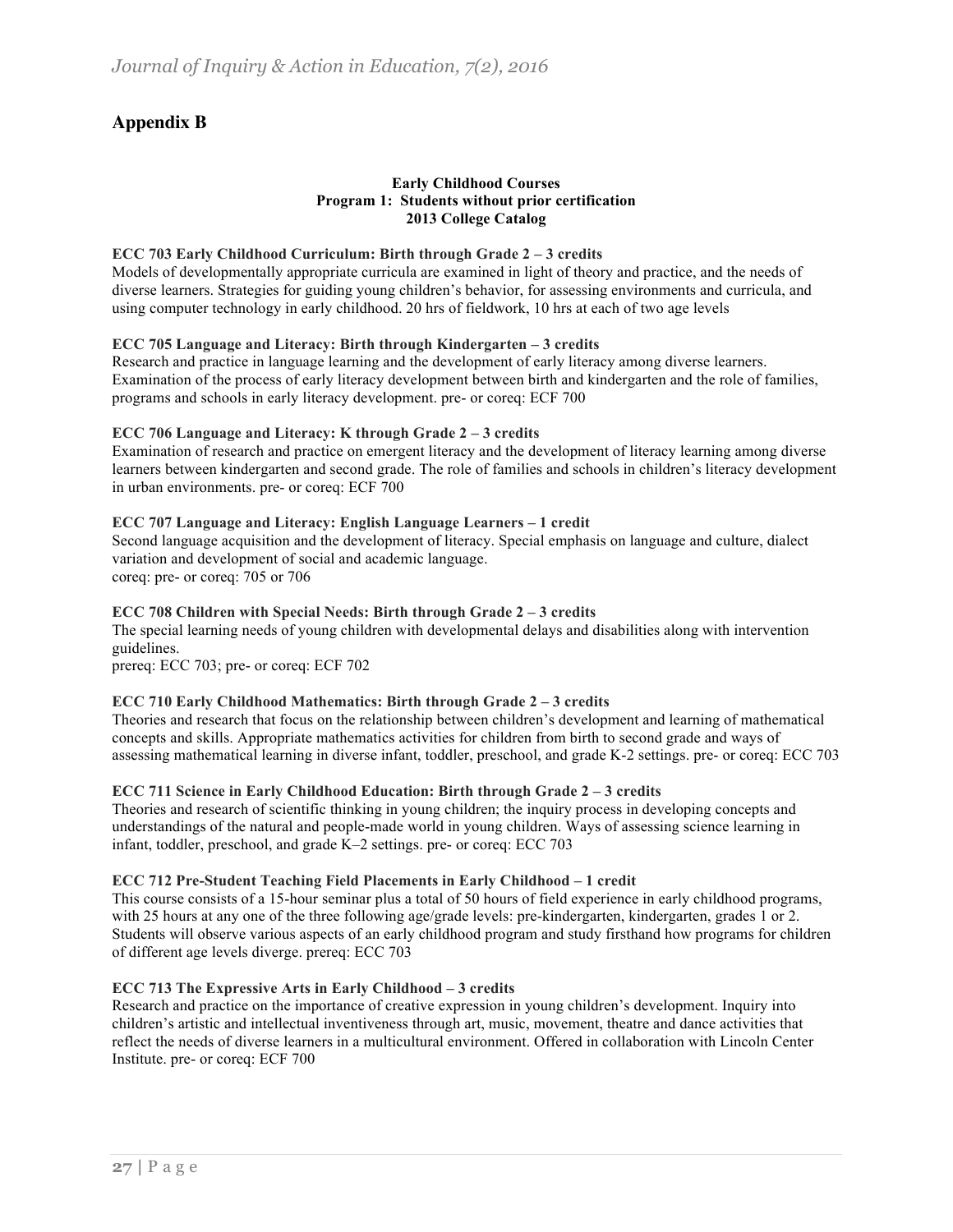## Appendix B

**Early Childhood Courses**
**Program 1: Students without prior certification**
**2013 College Catalog**

**ECC 703 Early Childhood Curriculum: Birth through Grade 2 – 3 credits**
Models of developmentally appropriate curricula are examined in light of theory and practice, and the needs of diverse learners. Strategies for guiding young children's behavior, for assessing environments and curricula, and using computer technology in early childhood. 20 hrs of fieldwork, 10 hrs at each of two age levels

**ECC 705 Language and Literacy: Birth through Kindergarten – 3 credits**
Research and practice in language learning and the development of early literacy among diverse learners. Examination of the process of early literacy development between birth and kindergarten and the role of families, programs and schools in early literacy development. pre- or coreq: ECF 700

**ECC 706 Language and Literacy: K through Grade 2 – 3 credits**
Examination of research and practice on emergent literacy and the development of literacy learning among diverse learners between kindergarten and second grade. The role of families and schools in children's literacy development in urban environments. pre- or coreq: ECF 700

**ECC 707 Language and Literacy: English Language Learners – 1 credit**
Second language acquisition and the development of literacy. Special emphasis on language and culture, dialect variation and development of social and academic language.
coreq: pre- or coreq: 705 or 706

**ECC 708 Children with Special Needs: Birth through Grade 2 – 3 credits**
The special learning needs of young children with developmental delays and disabilities along with intervention guidelines.
prereq: ECC 703; pre- or coreq: ECF 702

**ECC 710 Early Childhood Mathematics: Birth through Grade 2 – 3 credits**
Theories and research that focus on the relationship between children's development and learning of mathematical concepts and skills. Appropriate mathematics activities for children from birth to second grade and ways of assessing mathematical learning in diverse infant, toddler, preschool, and grade K-2 settings. pre- or coreq: ECC 703

**ECC 711 Science in Early Childhood Education: Birth through Grade 2 – 3 credits**
Theories and research of scientific thinking in young children; the inquiry process in developing concepts and understandings of the natural and people-made world in young children. Ways of assessing science learning in infant, toddler, preschool, and grade K–2 settings. pre- or coreq: ECC 703

**ECC 712 Pre-Student Teaching Field Placements in Early Childhood – 1 credit**
This course consists of a 15-hour seminar plus a total of 50 hours of field experience in early childhood programs, with 25 hours at any one of the three following age/grade levels: pre-kindergarten, kindergarten, grades 1 or 2. Students will observe various aspects of an early childhood program and study firsthand how programs for children of different age levels diverge. prereq: ECC 703

**ECC 713 The Expressive Arts in Early Childhood – 3 credits**
Research and practice on the importance of creative expression in young children's development. Inquiry into children's artistic and intellectual inventiveness through art, music, movement, theatre and dance activities that reflect the needs of diverse learners in a multicultural environment. Offered in collaboration with Lincoln Center Institute. pre- or coreq: ECF 700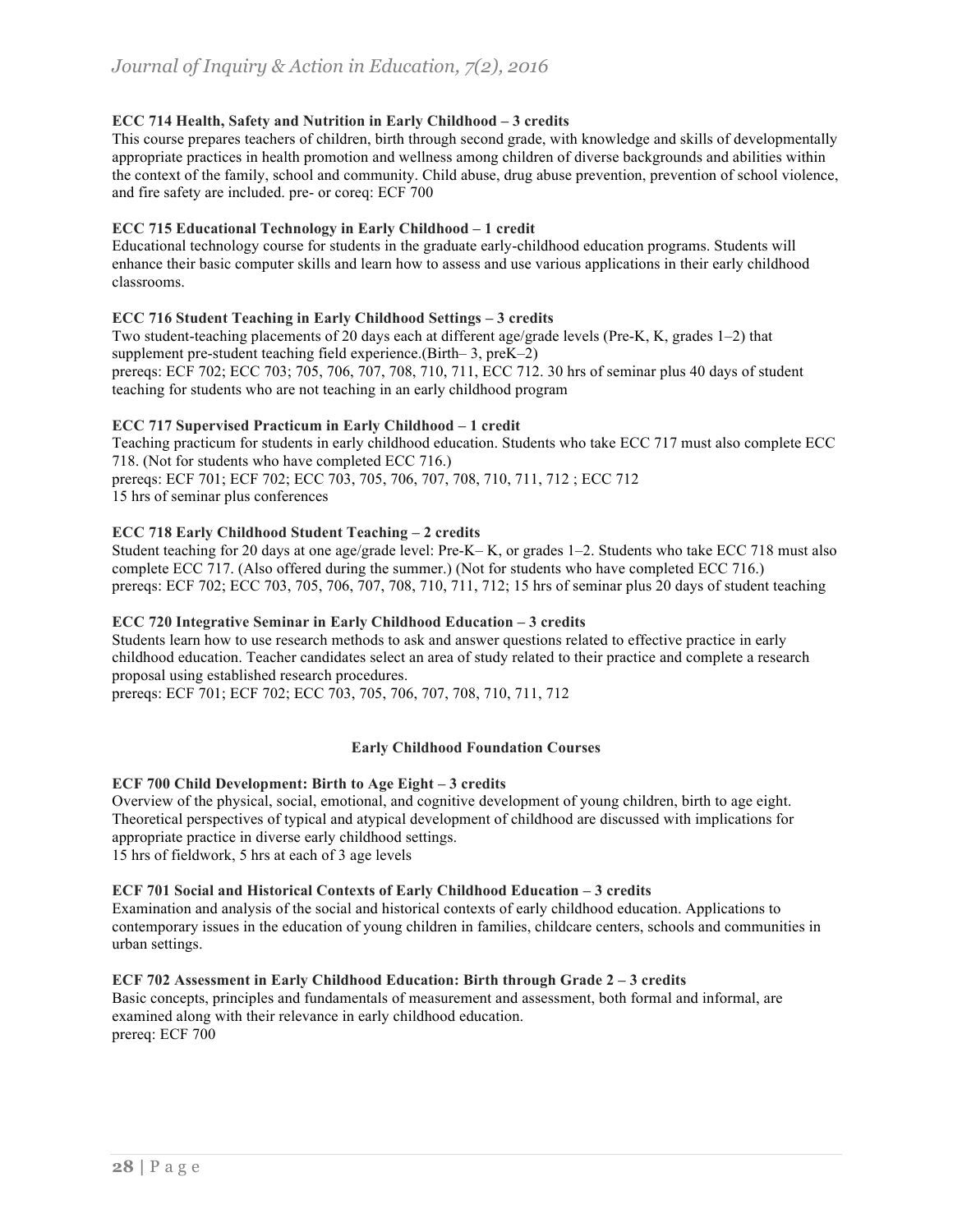**ECC 714 Health, Safety and Nutrition in Early Childhood – 3 credits**
This course prepares teachers of children, birth through second grade, with knowledge and skills of developmentally appropriate practices in health promotion and wellness among children of diverse backgrounds and abilities within the context of the family, school and community. Child abuse, drug abuse prevention, prevention of school violence, and fire safety are included. pre- or coreq: ECF 700

**ECC 715 Educational Technology in Early Childhood – 1 credit**
Educational technology course for students in the graduate early-childhood education programs. Students will enhance their basic computer skills and learn how to assess and use various applications in their early childhood classrooms.

**ECC 716 Student Teaching in Early Childhood Settings – 3 credits**
Two student-teaching placements of 20 days each at different age/grade levels (Pre-K, K, grades 1–2) that supplement pre-student teaching field experience.(Birth– 3, preK–2)
prereqs: ECF 702; ECC 703; 705, 706, 707, 708, 710, 711, ECC 712. 30 hrs of seminar plus 40 days of student teaching for students who are not teaching in an early childhood program

**ECC 717 Supervised Practicum in Early Childhood – 1 credit**
Teaching practicum for students in early childhood education. Students who take ECC 717 must also complete ECC 718. (Not for students who have completed ECC 716.)
prereqs: ECF 701; ECF 702; ECC 703, 705, 706, 707, 708, 710, 711, 712 ; ECC 712
15 hrs of seminar plus conferences

**ECC 718 Early Childhood Student Teaching – 2 credits**
Student teaching for 20 days at one age/grade level: Pre-K– K, or grades 1–2. Students who take ECC 718 must also complete ECC 717. (Also offered during the summer.) (Not for students who have completed ECC 716.)
prereqs: ECF 702; ECC 703, 705, 706, 707, 708, 710, 711, 712; 15 hrs of seminar plus 20 days of student teaching

**ECC 720 Integrative Seminar in Early Childhood Education – 3 credits**
Students learn how to use research methods to ask and answer questions related to effective practice in early childhood education. Teacher candidates select an area of study related to their practice and complete a research proposal using established research procedures.
prereqs: ECF 701; ECF 702; ECC 703, 705, 706, 707, 708, 710, 711, 712

### Early Childhood Foundation Courses

**ECF 700 Child Development: Birth to Age Eight – 3 credits**
Overview of the physical, social, emotional, and cognitive development of young children, birth to age eight. Theoretical perspectives of typical and atypical development of childhood are discussed with implications for appropriate practice in diverse early childhood settings.
15 hrs of fieldwork, 5 hrs at each of 3 age levels

**ECF 701 Social and Historical Contexts of Early Childhood Education – 3 credits**
Examination and analysis of the social and historical contexts of early childhood education. Applications to contemporary issues in the education of young children in families, childcare centers, schools and communities in urban settings.

**ECF 702 Assessment in Early Childhood Education: Birth through Grade 2 – 3 credits**
Basic concepts, principles and fundamentals of measurement and assessment, both formal and informal, are examined along with their relevance in early childhood education.
prereq: ECF 700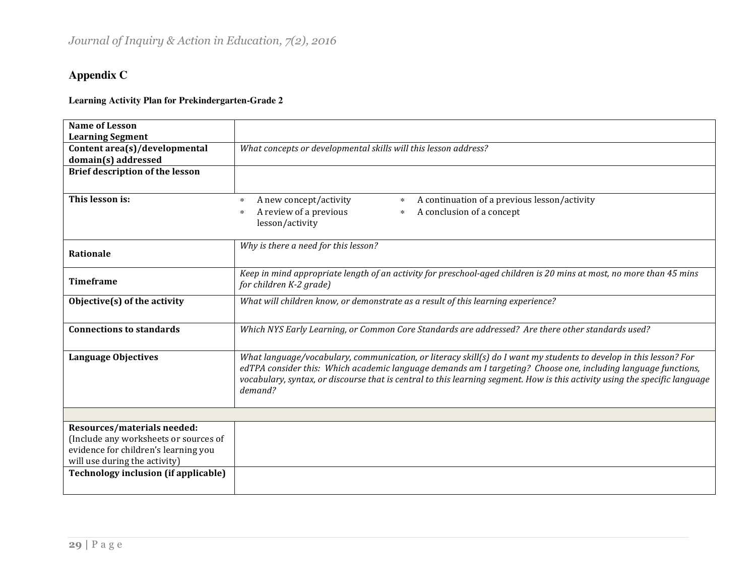## Appendix C

**Learning Activity Plan for Prekindergarten-Grade 2**

| | |
|---|---|
| **Name of Lesson**<br>**Learning Segment** | |
| **Content area(s)/developmental domain(s) addressed** | *What concepts or developmental skills will this lesson address?* |
| **Brief description of the lesson** | |
| **This lesson is:** | * A new concept/activity<br>* A review of a previous lesson/activity<br>* A continuation of a previous lesson/activity<br>* A conclusion of a concept |
| **Rationale** | *Why is there a need for this lesson?* |
| **Timeframe** | *Keep in mind appropriate length of an activity for preschool-aged children is 20 mins at most, no more than 45 mins for children K-2 grade)* |
| **Objective(s) of the activity** | *What will children know, or demonstrate as a result of this learning experience?* |
| **Connections to standards** | *Which NYS Early Learning, or Common Core Standards are addressed? Are there other standards used?* |
| **Language Objectives** | *What language/vocabulary, communication, or literacy skill(s) do I want my students to develop in this lesson? For edTPA consider this: Which academic language demands am I targeting? Choose one, including language functions, vocabulary, syntax, or discourse that is central to this learning segment. How is this activity using the specific language demand?* |
| | |
| **Resources/materials needed:** (Include any worksheets or sources of evidence for children's learning you will use during the activity) | |
| **Technology inclusion (if applicable)** | |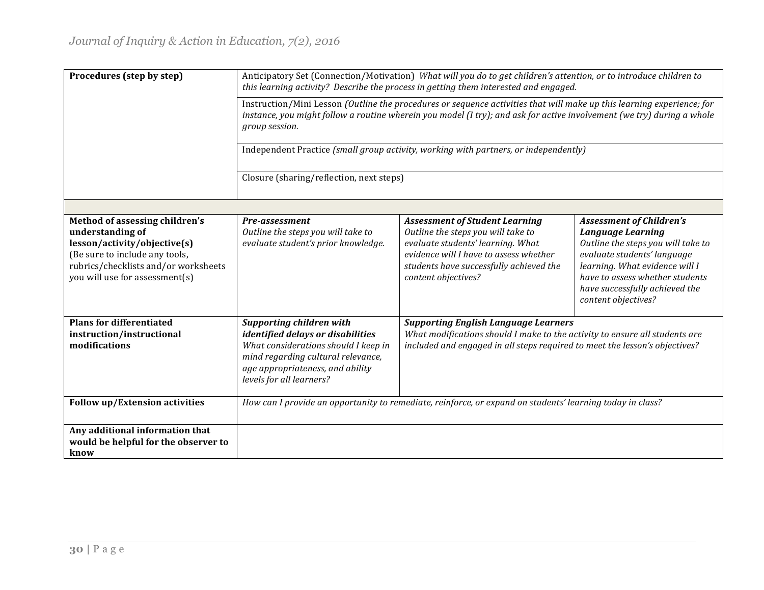| | | | |
|---|---|---|---|
| **Procedures (step by step)** | Anticipatory Set (Connection/Motivation) *What will you do to get children's attention, or to introduce children to this learning activity? Describe the process in getting them interested and engaged.* | | |
| | Instruction/Mini Lesson *(Outline the procedures or sequence activities that will make up this learning experience; for instance, you might follow a routine wherein you model (I try); and ask for active involvement (we try) during a whole group session.* | | |
| | Independent Practice *(small group activity, working with partners, or independently)* | | |
| | Closure (sharing/reflection, next steps) | | |
| | | | |
| **Method of assessing children's understanding of lesson/activity/objective(s)** (Be sure to include any tools, rubrics/checklists and/or worksheets you will use for assessment(s) | ***Pre-assessment*** *Outline the steps you will take to evaluate student's prior knowledge.* | ***Assessment of Student Learning*** *Outline the steps you will take to evaluate students' learning. What evidence will I have to assess whether students have successfully achieved the content objectives?* | ***Assessment of Children's Language Learning*** *Outline the steps you will take to evaluate students' language learning. What evidence will I have to assess whether students have successfully achieved the content objectives?* |
| **Plans for differentiated instruction/instructional modifications** | ***Supporting children with identified delays or disabilities*** *What considerations should I keep in mind regarding cultural relevance, age appropriateness, and ability levels for all learners?* | ***Supporting English Language Learners*** *What modifications should I make to the activity to ensure all students are included and engaged in all steps required to meet the lesson's objectives?* | |
| **Follow up/Extension activities** | *How can I provide an opportunity to remediate, reinforce, or expand on students' learning today in class?* | | |
| **Any additional information that would be helpful for the observer to know** | | | |